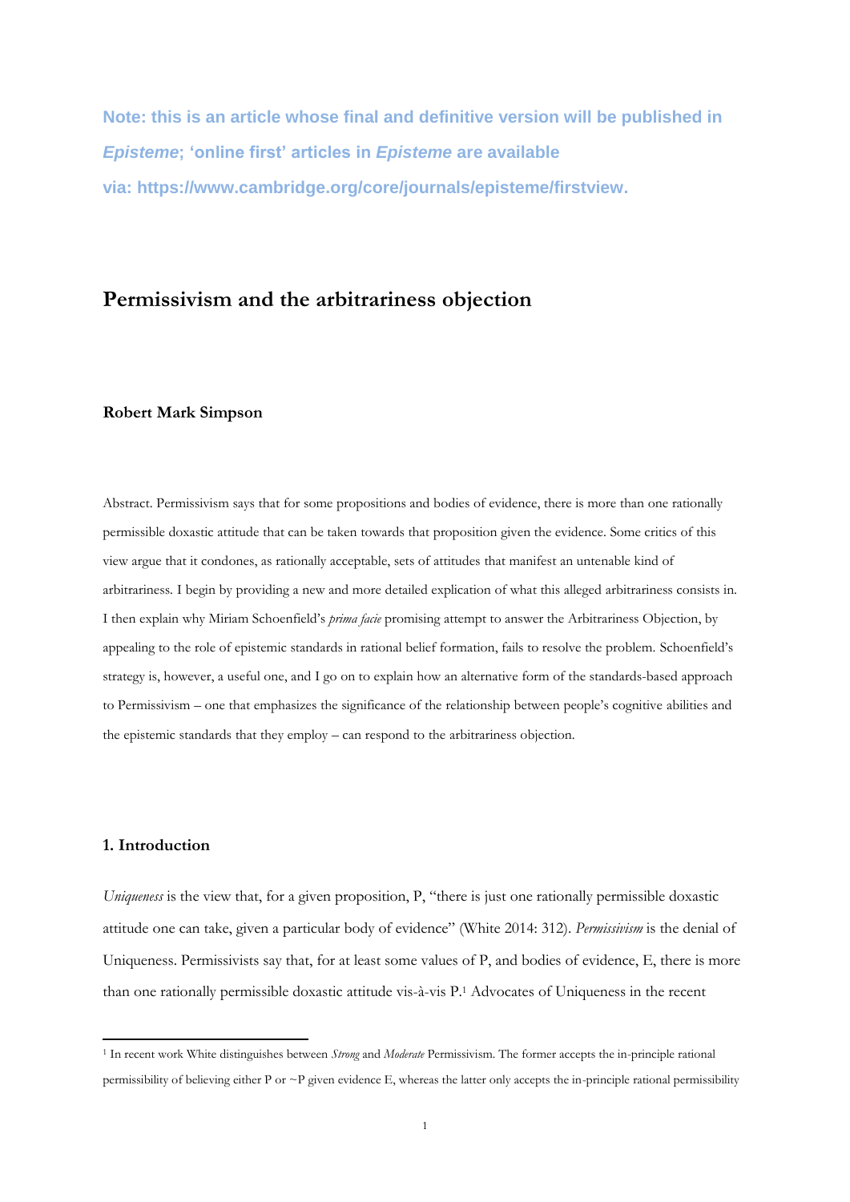**Note: this is an article whose final and definitive version will be published in *Episteme*; 'online first' articles in *Episteme* are available via: https://www.cambridge.org/core/journals/episteme/firstview.**

# Permissivism and the arbitrariness objection

**Robert Mark Simpson**

Abstract. Permissivism says that for some propositions and bodies of evidence, there is more than one rationally permissible doxastic attitude that can be taken towards that proposition given the evidence. Some critics of this view argue that it condones, as rationally acceptable, sets of attitudes that manifest an untenable kind of arbitrariness. I begin by providing a new and more detailed explication of what this alleged arbitrariness consists in. I then explain why Miriam Schoenfield's *prima facie* promising attempt to answer the Arbitrariness Objection, by appealing to the role of epistemic standards in rational belief formation, fails to resolve the problem. Schoenfield's strategy is, however, a useful one, and I go on to explain how an alternative form of the standards-based approach to Permissivism – one that emphasizes the significance of the relationship between people's cognitive abilities and the epistemic standards that they employ – can respond to the arbitrariness objection.

## 1. Introduction

*Uniqueness* is the view that, for a given proposition, P, "there is just one rationally permissible doxastic attitude one can take, given a particular body of evidence" (White 2014: 312). *Permissivism* is the denial of Uniqueness. Permissivists say that, for at least some values of P, and bodies of evidence, E, there is more than one rationally permissible doxastic attitude vis-à-vis P.[1] Advocates of Uniqueness in the recent

[1] In recent work White distinguishes between *Strong* and *Moderate* Permissivism. The former accepts the in-principle rational permissibility of believing either P or ~P given evidence E, whereas the latter only accepts the in-principle rational permissibility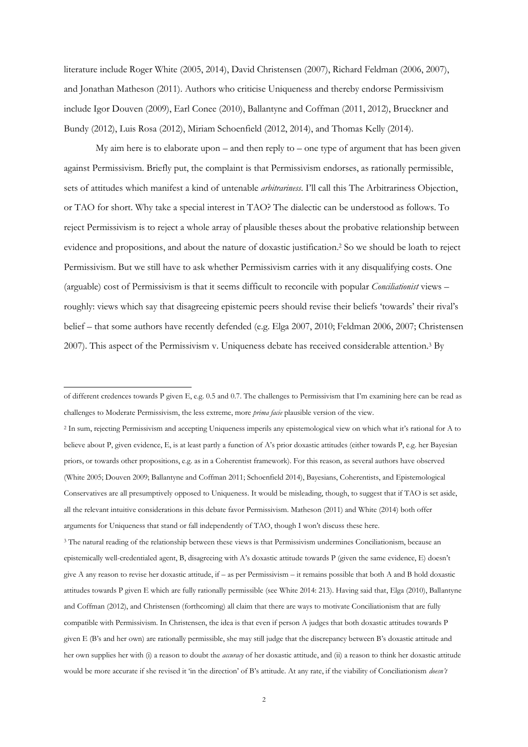literature include Roger White (2005, 2014), David Christensen (2007), Richard Feldman (2006, 2007), and Jonathan Matheson (2011). Authors who criticise Uniqueness and thereby endorse Permissivism include Igor Douven (2009), Earl Conee (2010), Ballantyne and Coffman (2011, 2012), Brueckner and Bundy (2012), Luis Rosa (2012), Miriam Schoenfield (2012, 2014), and Thomas Kelly (2014).

My aim here is to elaborate upon – and then reply to – one type of argument that has been given against Permissivism. Briefly put, the complaint is that Permissivism endorses, as rationally permissible, sets of attitudes which manifest a kind of untenable *arbitrariness*. I'll call this The Arbitrariness Objection, or TAO for short. Why take a special interest in TAO? The dialectic can be understood as follows. To reject Permissivism is to reject a whole array of plausible theses about the probative relationship between evidence and propositions, and about the nature of doxastic justification.[2] So we should be loath to reject Permissivism. But we still have to ask whether Permissivism carries with it any disqualifying costs. One (arguable) cost of Permissivism is that it seems difficult to reconcile with popular *Conciliationist* views – roughly: views which say that disagreeing epistemic peers should revise their beliefs 'towards' their rival's belief – that some authors have recently defended (e.g. Elga 2007, 2010; Feldman 2006, 2007; Christensen 2007). This aspect of the Permissivism v. Uniqueness debate has received considerable attention.[3] By

---

of different credences towards P given E, e.g. 0.5 and 0.7. The challenges to Permissivism that I'm examining here can be read as challenges to Moderate Permissivism, the less extreme, more *prima facie* plausible version of the view.

[2] In sum, rejecting Permissivism and accepting Uniqueness imperils any epistemological view on which what it's rational for A to believe about P, given evidence, E, is at least partly a function of A's prior doxastic attitudes (either towards P, e.g. her Bayesian priors, or towards other propositions, e.g. as in a Coherentist framework). For this reason, as several authors have observed (White 2005; Douven 2009; Ballantyne and Coffman 2011; Schoenfield 2014), Bayesians, Coherentists, and Epistemological Conservatives are all presumptively opposed to Uniqueness. It would be misleading, though, to suggest that if TAO is set aside, all the relevant intuitive considerations in this debate favor Permissivism. Matheson (2011) and White (2014) both offer arguments for Uniqueness that stand or fall independently of TAO, though I won't discuss these here.

[3] The natural reading of the relationship between these views is that Permissivism undermines Conciliationism, because an epistemically well-credentialed agent, B, disagreeing with A's doxastic attitude towards P (given the same evidence, E) doesn't give A any reason to revise her doxastic attitude, if – as per Permissivism – it remains possible that both A and B hold doxastic attitudes towards P given E which are fully rationally permissible (see White 2014: 213). Having said that, Elga (2010), Ballantyne and Coffman (2012), and Christensen (forthcoming) all claim that there are ways to motivate Conciliationism that are fully compatible with Permissivism. In Christensen, the idea is that even if person A judges that both doxastic attitudes towards P given E (B's and her own) are rationally permissible, she may still judge that the discrepancy between B's doxastic attitude and her own supplies her with (i) a reason to doubt the *accuracy* of her doxastic attitude, and (ii) a reason to think her doxastic attitude would be more accurate if she revised it 'in the direction' of B's attitude. At any rate, if the viability of Conciliationism *doesn't*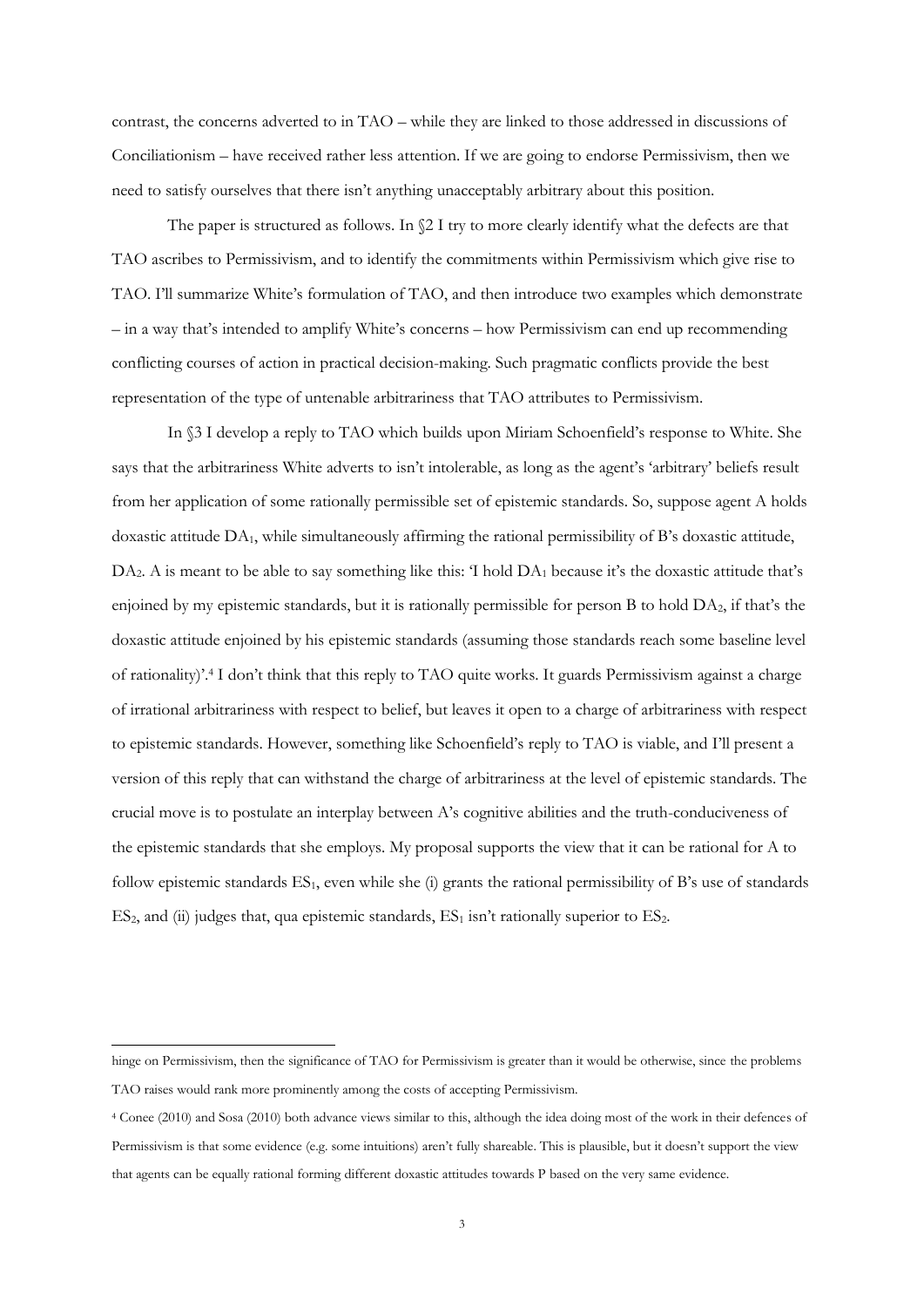contrast, the concerns adverted to in TAO – while they are linked to those addressed in discussions of Conciliationism – have received rather less attention. If we are going to endorse Permissivism, then we need to satisfy ourselves that there isn't anything unacceptably arbitrary about this position.

The paper is structured as follows. In §2 I try to more clearly identify what the defects are that TAO ascribes to Permissivism, and to identify the commitments within Permissivism which give rise to TAO. I'll summarize White's formulation of TAO, and then introduce two examples which demonstrate – in a way that's intended to amplify White's concerns – how Permissivism can end up recommending conflicting courses of action in practical decision-making. Such pragmatic conflicts provide the best representation of the type of untenable arbitrariness that TAO attributes to Permissivism.

In §3 I develop a reply to TAO which builds upon Miriam Schoenfield's response to White. She says that the arbitrariness White adverts to isn't intolerable, as long as the agent's 'arbitrary' beliefs result from her application of some rationally permissible set of epistemic standards. So, suppose agent A holds doxastic attitude $DA_1$, while simultaneously affirming the rational permissibility of B's doxastic attitude, $DA_2$. A is meant to be able to say something like this: 'I hold $DA_1$ because it's the doxastic attitude that's enjoined by my epistemic standards, but it is rationally permissible for person B to hold $DA_2$, if that's the doxastic attitude enjoined by his epistemic standards (assuming those standards reach some baseline level of rationality)'.[4] I don't think that this reply to TAO quite works. It guards Permissivism against a charge of irrational arbitrariness with respect to belief, but leaves it open to a charge of arbitrariness with respect to epistemic standards. However, something like Schoenfield's reply to TAO is viable, and I'll present a version of this reply that can withstand the charge of arbitrariness at the level of epistemic standards. The crucial move is to postulate an interplay between A's cognitive abilities and the truth-conduciveness of the epistemic standards that she employs. My proposal supports the view that it can be rational for A to follow epistemic standards $ES_1$, even while she (i) grants the rational permissibility of B's use of standards $ES_2$, and (ii) judges that, qua epistemic standards, $ES_1$ isn't rationally superior to $ES_2$.

---

hinge on Permissivism, then the significance of TAO for Permissivism is greater than it would be otherwise, since the problems TAO raises would rank more prominently among the costs of accepting Permissivism.

[4] Conee (2010) and Sosa (2010) both advance views similar to this, although the idea doing most of the work in their defences of Permissivism is that some evidence (e.g. some intuitions) aren't fully shareable. This is plausible, but it doesn't support the view that agents can be equally rational forming different doxastic attitudes towards P based on the very same evidence.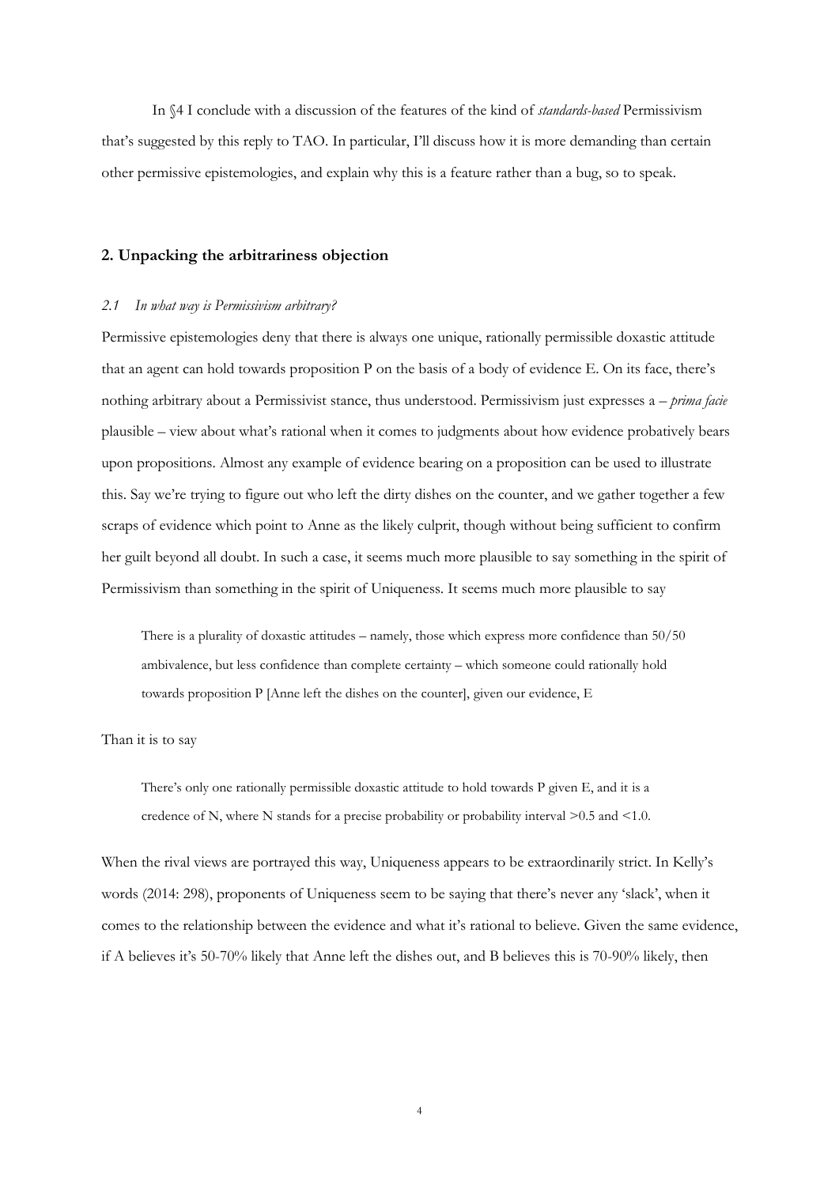In §4 I conclude with a discussion of the features of the kind of *standards-based* Permissivism that's suggested by this reply to TAO. In particular, I'll discuss how it is more demanding than certain other permissive epistemologies, and explain why this is a feature rather than a bug, so to speak.

## 2. Unpacking the arbitrariness objection

### *2.1 In what way is Permissivism arbitrary?*

Permissive epistemologies deny that there is always one unique, rationally permissible doxastic attitude that an agent can hold towards proposition P on the basis of a body of evidence E. On its face, there's nothing arbitrary about a Permissivist stance, thus understood. Permissivism just expresses a – *prima facie* plausible – view about what's rational when it comes to judgments about how evidence probatively bears upon propositions. Almost any example of evidence bearing on a proposition can be used to illustrate this. Say we're trying to figure out who left the dirty dishes on the counter, and we gather together a few scraps of evidence which point to Anne as the likely culprit, though without being sufficient to confirm her guilt beyond all doubt. In such a case, it seems much more plausible to say something in the spirit of Permissivism than something in the spirit of Uniqueness. It seems much more plausible to say

> There is a plurality of doxastic attitudes – namely, those which express more confidence than 50/50 ambivalence, but less confidence than complete certainty – which someone could rationally hold towards proposition P [Anne left the dishes on the counter], given our evidence, E

Than it is to say

> There's only one rationally permissible doxastic attitude to hold towards P given E, and it is a credence of N, where N stands for a precise probability or probability interval >0.5 and <1.0.

When the rival views are portrayed this way, Uniqueness appears to be extraordinarily strict. In Kelly's words (2014: 298), proponents of Uniqueness seem to be saying that there's never any 'slack', when it comes to the relationship between the evidence and what it's rational to believe. Given the same evidence, if A believes it's 50-70% likely that Anne left the dishes out, and B believes this is 70-90% likely, then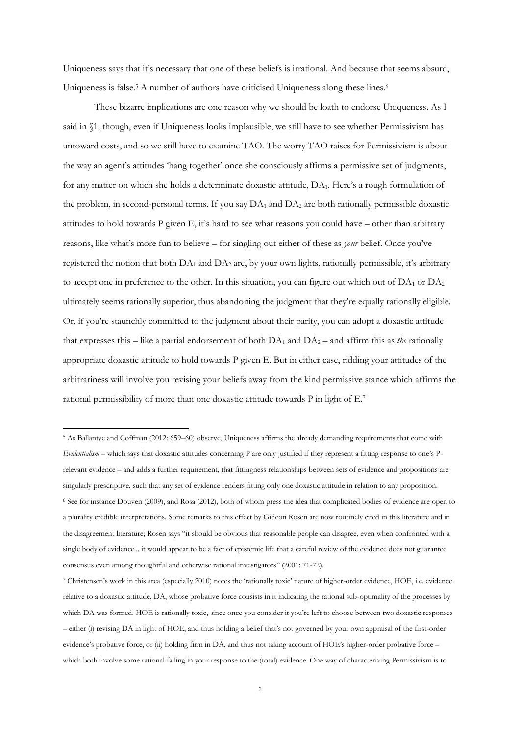Uniqueness says that it's necessary that one of these beliefs is irrational. And because that seems absurd, Uniqueness is false.[5] A number of authors have criticised Uniqueness along these lines.[6]

These bizarre implications are one reason why we should be loath to endorse Uniqueness. As I said in §1, though, even if Uniqueness looks implausible, we still have to see whether Permissivism has untoward costs, and so we still have to examine TAO. The worry TAO raises for Permissivism is about the way an agent's attitudes 'hang together' once she consciously affirms a permissive set of judgments, for any matter on which she holds a determinate doxastic attitude, $DA_1$. Here's a rough formulation of the problem, in second-personal terms. If you say $DA_1$ and $DA_2$ are both rationally permissible doxastic attitudes to hold towards P given E, it's hard to see what reasons you could have – other than arbitrary reasons, like what's more fun to believe – for singling out either of these as *your* belief. Once you've registered the notion that both $DA_1$ and $DA_2$ are, by your own lights, rationally permissible, it's arbitrary to accept one in preference to the other. In this situation, you can figure out which out of $DA_1$ or $DA_2$ ultimately seems rationally superior, thus abandoning the judgment that they're equally rationally eligible. Or, if you're staunchly committed to the judgment about their parity, you can adopt a doxastic attitude that expresses this – like a partial endorsement of both $DA_1$ and $DA_2$ – and affirm this as *the* rationally appropriate doxastic attitude to hold towards P given E. But in either case, ridding your attitudes of the arbitrariness will involve you revising your beliefs away from the kind permissive stance which affirms the rational permissibility of more than one doxastic attitude towards P in light of E.[7]

---

[5] As Ballantye and Coffman (2012: 659–60) observe, Uniqueness affirms the already demanding requirements that come with *Evidentialism* – which says that doxastic attitudes concerning P are only justified if they represent a fitting response to one's P-relevant evidence – and adds a further requirement, that fittingness relationships between sets of evidence and propositions are singularly prescriptive, such that any set of evidence renders fitting only one doxastic attitude in relation to any proposition.

[6] See for instance Douven (2009), and Rosa (2012), both of whom press the idea that complicated bodies of evidence are open to a plurality credible interpretations. Some remarks to this effect by Gideon Rosen are now routinely cited in this literature and in the disagreement literature; Rosen says "it should be obvious that reasonable people can disagree, even when confronted with a single body of evidence... it would appear to be a fact of epistemic life that a careful review of the evidence does not guarantee consensus even among thoughtful and otherwise rational investigators" (2001: 71-72).

[7] Christensen's work in this area (especially 2010) notes the 'rationally toxic' nature of higher-order evidence, HOE, i.e. evidence relative to a doxastic attitude, DA, whose probative force consists in it indicating the rational sub-optimality of the processes by which DA was formed. HOE is rationally toxic, since once you consider it you're left to choose between two doxastic responses – either (i) revising DA in light of HOE, and thus holding a belief that's not governed by your own appraisal of the first-order evidence's probative force, or (ii) holding firm in DA, and thus not taking account of HOE's higher-order probative force – which both involve some rational failing in your response to the (total) evidence. One way of characterizing Permissivism is to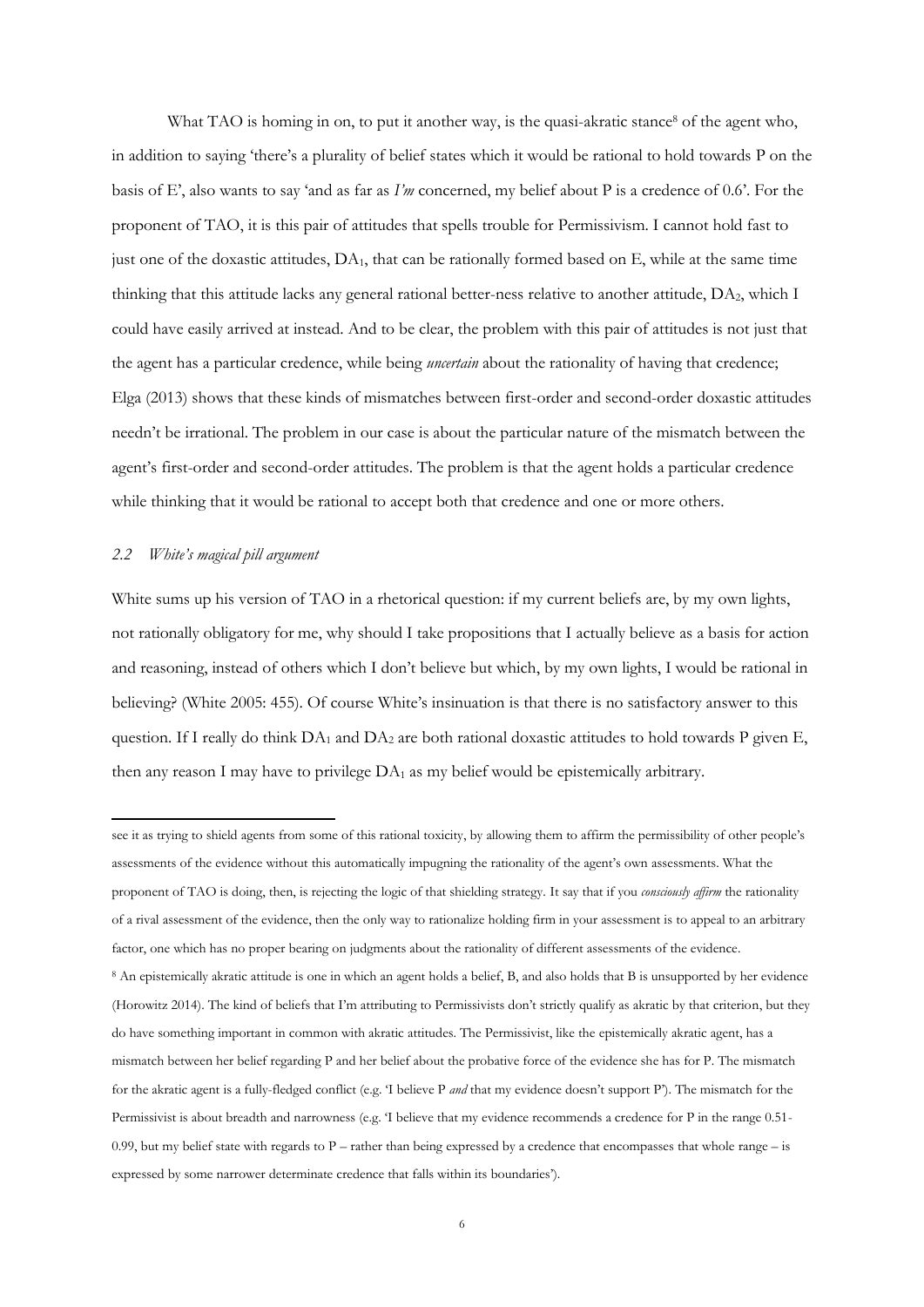What TAO is homing in on, to put it another way, is the quasi-akratic stance[8] of the agent who, in addition to saying 'there's a plurality of belief states which it would be rational to hold towards P on the basis of E', also wants to say 'and as far as *I'm* concerned, my belief about P is a credence of 0.6'. For the proponent of TAO, it is this pair of attitudes that spells trouble for Permissivism. I cannot hold fast to just one of the doxastic attitudes, $DA_1$, that can be rationally formed based on E, while at the same time thinking that this attitude lacks any general rational better-ness relative to another attitude, $DA_2$, which I could have easily arrived at instead. And to be clear, the problem with this pair of attitudes is not just that the agent has a particular credence, while being *uncertain* about the rationality of having that credence; Elga (2013) shows that these kinds of mismatches between first-order and second-order doxastic attitudes needn't be irrational. The problem in our case is about the particular nature of the mismatch between the agent's first-order and second-order attitudes. The problem is that the agent holds a particular credence while thinking that it would be rational to accept both that credence and one or more others.

### *2.2 White's magical pill argument*

White sums up his version of TAO in a rhetorical question: if my current beliefs are, by my own lights, not rationally obligatory for me, why should I take propositions that I actually believe as a basis for action and reasoning, instead of others which I don't believe but which, by my own lights, I would be rational in believing? (White 2005: 455). Of course White's insinuation is that there is no satisfactory answer to this question. If I really do think $DA_1$ and $DA_2$ are both rational doxastic attitudes to hold towards P given E, then any reason I may have to privilege $DA_1$ as my belief would be epistemically arbitrary.

---

see it as trying to shield agents from some of this rational toxicity, by allowing them to affirm the permissibility of other people's assessments of the evidence without this automatically impugning the rationality of the agent's own assessments. What the proponent of TAO is doing, then, is rejecting the logic of that shielding strategy. It say that if you *consciously affirm* the rationality of a rival assessment of the evidence, then the only way to rationalize holding firm in your assessment is to appeal to an arbitrary factor, one which has no proper bearing on judgments about the rationality of different assessments of the evidence.

[8] An epistemically akratic attitude is one in which an agent holds a belief, B, and also holds that B is unsupported by her evidence (Horowitz 2014). The kind of beliefs that I'm attributing to Permissivists don't strictly qualify as akratic by that criterion, but they do have something important in common with akratic attitudes. The Permissivist, like the epistemically akratic agent, has a mismatch between her belief regarding P and her belief about the probative force of the evidence she has for P. The mismatch for the akratic agent is a fully-fledged conflict (e.g. 'I believe P *and* that my evidence doesn't support P'). The mismatch for the Permissivist is about breadth and narrowness (e.g. 'I believe that my evidence recommends a credence for P in the range 0.51-0.99, but my belief state with regards to P – rather than being expressed by a credence that encompasses that whole range – is expressed by some narrower determinate credence that falls within its boundaries').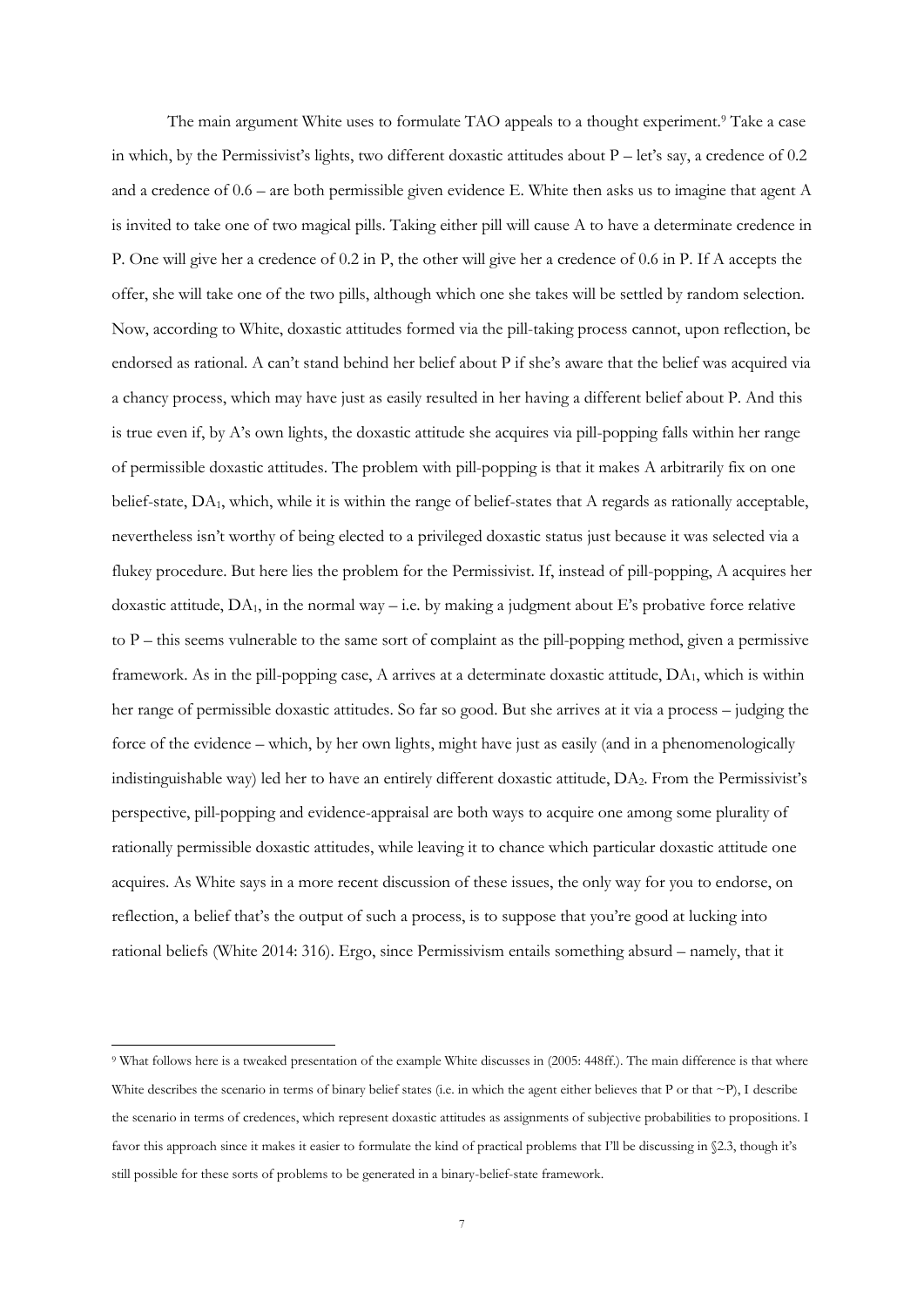The main argument White uses to formulate TAO appeals to a thought experiment.[9] Take a case in which, by the Permissivist's lights, two different doxastic attitudes about P – let's say, a credence of 0.2 and a credence of 0.6 – are both permissible given evidence E. White then asks us to imagine that agent A is invited to take one of two magical pills. Taking either pill will cause A to have a determinate credence in P. One will give her a credence of 0.2 in P, the other will give her a credence of 0.6 in P. If A accepts the offer, she will take one of the two pills, although which one she takes will be settled by random selection. Now, according to White, doxastic attitudes formed via the pill-taking process cannot, upon reflection, be endorsed as rational. A can't stand behind her belief about P if she's aware that the belief was acquired via a chancy process, which may have just as easily resulted in her having a different belief about P. And this is true even if, by A's own lights, the doxastic attitude she acquires via pill-popping falls within her range of permissible doxastic attitudes. The problem with pill-popping is that it makes A arbitrarily fix on one belief-state, $DA_1$, which, while it is within the range of belief-states that A regards as rationally acceptable, nevertheless isn't worthy of being elected to a privileged doxastic status just because it was selected via a flukey procedure. But here lies the problem for the Permissivist. If, instead of pill-popping, A acquires her doxastic attitude, $DA_1$, in the normal way – i.e. by making a judgment about E's probative force relative to P – this seems vulnerable to the same sort of complaint as the pill-popping method, given a permissive framework. As in the pill-popping case, A arrives at a determinate doxastic attitude, $DA_1$, which is within her range of permissible doxastic attitudes. So far so good. But she arrives at it via a process – judging the force of the evidence – which, by her own lights, might have just as easily (and in a phenomenologically indistinguishable way) led her to have an entirely different doxastic attitude, $DA_2$. From the Permissivist's perspective, pill-popping and evidence-appraisal are both ways to acquire one among some plurality of rationally permissible doxastic attitudes, while leaving it to chance which particular doxastic attitude one acquires. As White says in a more recent discussion of these issues, the only way for you to endorse, on reflection, a belief that's the output of such a process, is to suppose that you're good at lucking into rational beliefs (White 2014: 316). Ergo, since Permissivism entails something absurd – namely, that it

---

[9] What follows here is a tweaked presentation of the example White discusses in (2005: 448ff.). The main difference is that where White describes the scenario in terms of binary belief states (i.e. in which the agent either believes that P or that ~P), I describe the scenario in terms of credences, which represent doxastic attitudes as assignments of subjective probabilities to propositions. I favor this approach since it makes it easier to formulate the kind of practical problems that I'll be discussing in §2.3, though it's still possible for these sorts of problems to be generated in a binary-belief-state framework.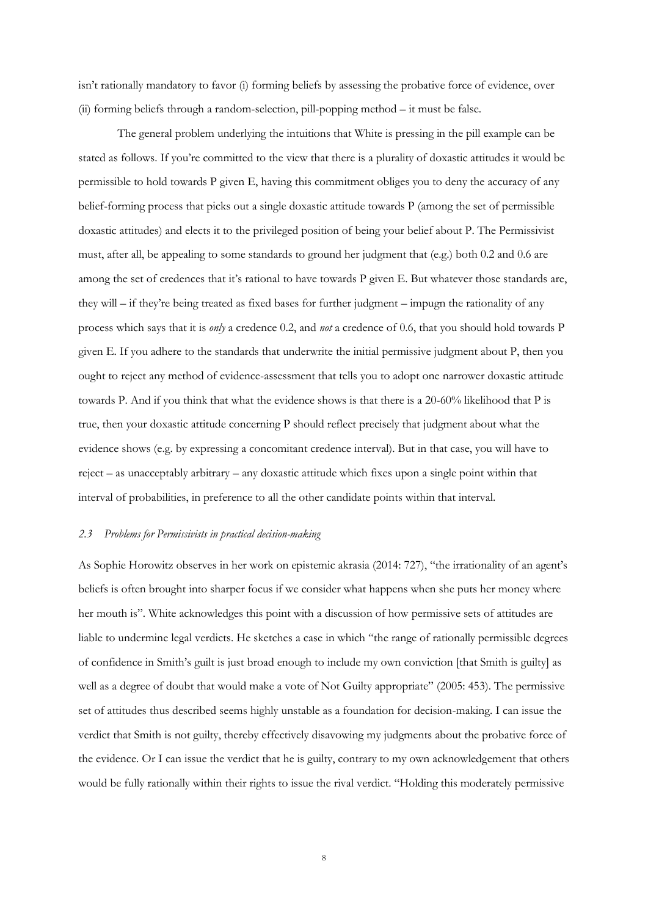isn't rationally mandatory to favor (i) forming beliefs by assessing the probative force of evidence, over (ii) forming beliefs through a random-selection, pill-popping method – it must be false.

The general problem underlying the intuitions that White is pressing in the pill example can be stated as follows. If you're committed to the view that there is a plurality of doxastic attitudes it would be permissible to hold towards P given E, having this commitment obliges you to deny the accuracy of any belief-forming process that picks out a single doxastic attitude towards P (among the set of permissible doxastic attitudes) and elects it to the privileged position of being your belief about P. The Permissivist must, after all, be appealing to some standards to ground her judgment that (e.g.) both 0.2 and 0.6 are among the set of credences that it's rational to have towards P given E. But whatever those standards are, they will – if they're being treated as fixed bases for further judgment – impugn the rationality of any process which says that it is *only* a credence 0.2, and *not* a credence of 0.6, that you should hold towards P given E. If you adhere to the standards that underwrite the initial permissive judgment about P, then you ought to reject any method of evidence-assessment that tells you to adopt one narrower doxastic attitude towards P. And if you think that what the evidence shows is that there is a 20-60% likelihood that P is true, then your doxastic attitude concerning P should reflect precisely that judgment about what the evidence shows (e.g. by expressing a concomitant credence interval). But in that case, you will have to reject – as unacceptably arbitrary – any doxastic attitude which fixes upon a single point within that interval of probabilities, in preference to all the other candidate points within that interval.

### *2.3 Problems for Permissivists in practical decision-making*

As Sophie Horowitz observes in her work on epistemic akrasia (2014: 727), "the irrationality of an agent's beliefs is often brought into sharper focus if we consider what happens when she puts her money where her mouth is". White acknowledges this point with a discussion of how permissive sets of attitudes are liable to undermine legal verdicts. He sketches a case in which "the range of rationally permissible degrees of confidence in Smith's guilt is just broad enough to include my own conviction [that Smith is guilty] as well as a degree of doubt that would make a vote of Not Guilty appropriate" (2005: 453). The permissive set of attitudes thus described seems highly unstable as a foundation for decision-making. I can issue the verdict that Smith is not guilty, thereby effectively disavowing my judgments about the probative force of the evidence. Or I can issue the verdict that he is guilty, contrary to my own acknowledgement that others would be fully rationally within their rights to issue the rival verdict. "Holding this moderately permissive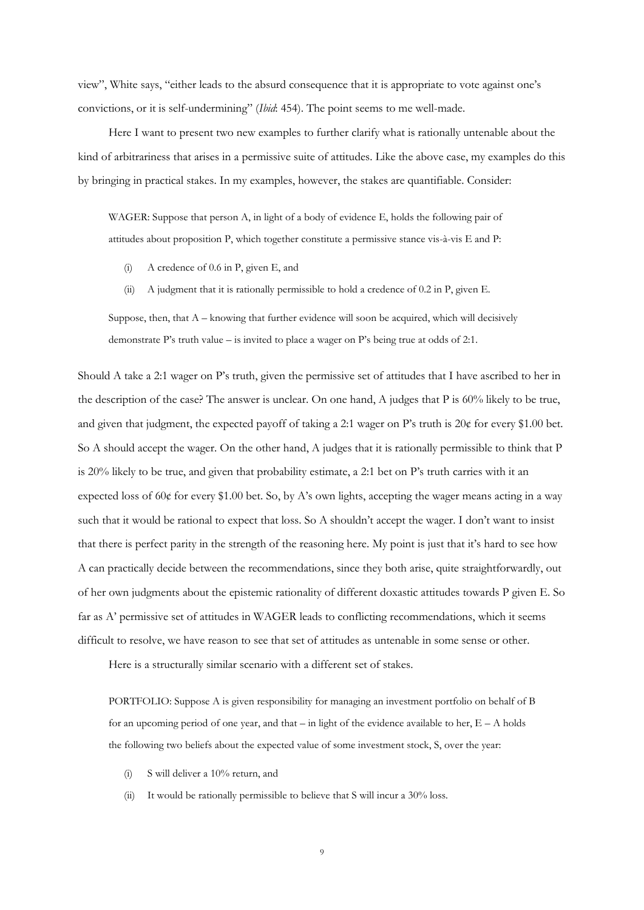view", White says, "either leads to the absurd consequence that it is appropriate to vote against one's convictions, or it is self-undermining" (*Ibid*: 454). The point seems to me well-made.

Here I want to present two new examples to further clarify what is rationally untenable about the kind of arbitrariness that arises in a permissive suite of attitudes. Like the above case, my examples do this by bringing in practical stakes. In my examples, however, the stakes are quantifiable. Consider:

> WAGER: Suppose that person A, in light of a body of evidence E, holds the following pair of attitudes about proposition P, which together constitute a permissive stance vis-à-vis E and P:
>
> (i) A credence of 0.6 in P, given E, and
>
> (ii) A judgment that it is rationally permissible to hold a credence of 0.2 in P, given E.
>
> Suppose, then, that A – knowing that further evidence will soon be acquired, which will decisively demonstrate P's truth value – is invited to place a wager on P's being true at odds of 2:1.

Should A take a 2:1 wager on P's truth, given the permissive set of attitudes that I have ascribed to her in the description of the case? The answer is unclear. On one hand, A judges that P is 60% likely to be true, and given that judgment, the expected payoff of taking a 2:1 wager on P's truth is 20¢ for every $1.00 bet. So A should accept the wager. On the other hand, A judges that it is rationally permissible to think that P is 20% likely to be true, and given that probability estimate, a 2:1 bet on P's truth carries with it an expected loss of 60¢ for every $1.00 bet. So, by A's own lights, accepting the wager means acting in a way such that it would be rational to expect that loss. So A shouldn't accept the wager. I don't want to insist that there is perfect parity in the strength of the reasoning here. My point is just that it's hard to see how A can practically decide between the recommendations, since they both arise, quite straightforwardly, out of her own judgments about the epistemic rationality of different doxastic attitudes towards P given E. So far as A' permissive set of attitudes in WAGER leads to conflicting recommendations, which it seems difficult to resolve, we have reason to see that set of attitudes as untenable in some sense or other.

Here is a structurally similar scenario with a different set of stakes.

> PORTFOLIO: Suppose A is given responsibility for managing an investment portfolio on behalf of B for an upcoming period of one year, and that – in light of the evidence available to her, E – A holds the following two beliefs about the expected value of some investment stock, S, over the year:
>
> (i) S will deliver a 10% return, and
>
> (ii) It would be rationally permissible to believe that S will incur a 30% loss.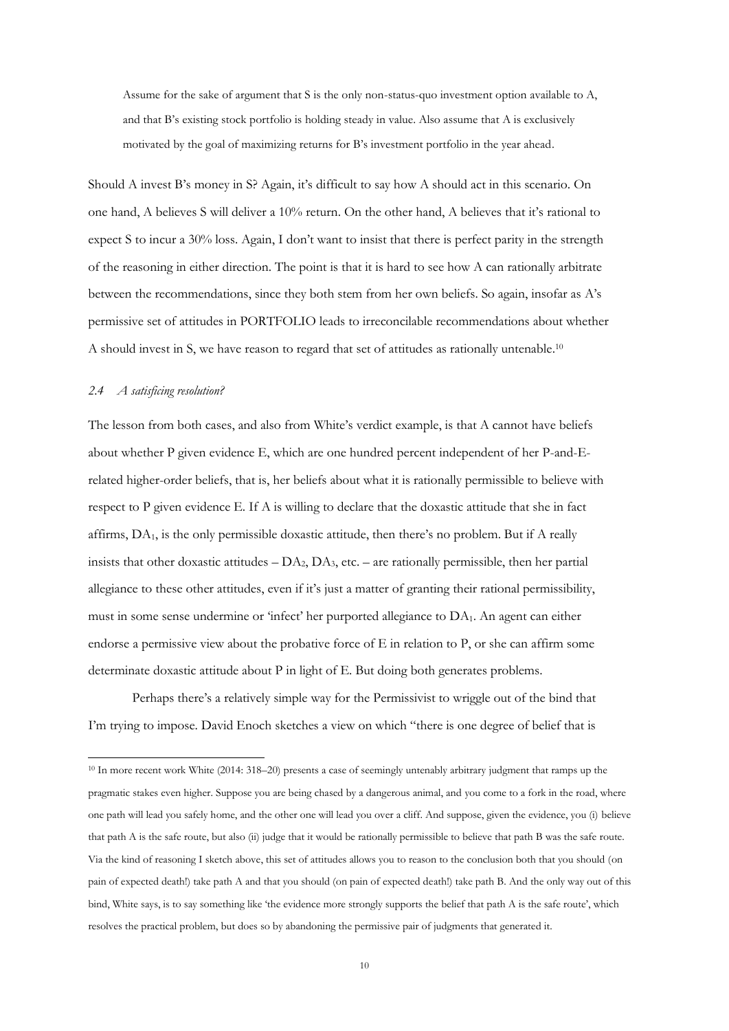Assume for the sake of argument that S is the only non-status-quo investment option available to A, and that B's existing stock portfolio is holding steady in value. Also assume that A is exclusively motivated by the goal of maximizing returns for B's investment portfolio in the year ahead.

Should A invest B's money in S? Again, it's difficult to say how A should act in this scenario. On one hand, A believes S will deliver a 10% return. On the other hand, A believes that it's rational to expect S to incur a 30% loss. Again, I don't want to insist that there is perfect parity in the strength of the reasoning in either direction. The point is that it is hard to see how A can rationally arbitrate between the recommendations, since they both stem from her own beliefs. So again, insofar as A's permissive set of attitudes in PORTFOLIO leads to irreconcilable recommendations about whether A should invest in S, we have reason to regard that set of attitudes as rationally untenable.[10]

### *2.4 A satisficing resolution?*

The lesson from both cases, and also from White's verdict example, is that A cannot have beliefs about whether P given evidence E, which are one hundred percent independent of her P-and-E-related higher-order beliefs, that is, her beliefs about what it is rationally permissible to believe with respect to P given evidence E. If A is willing to declare that the doxastic attitude that she in fact affirms, $DA_1$, is the only permissible doxastic attitude, then there's no problem. But if A really insists that other doxastic attitudes – $DA_2$, $DA_3$, etc. – are rationally permissible, then her partial allegiance to these other attitudes, even if it's just a matter of granting their rational permissibility, must in some sense undermine or 'infect' her purported allegiance to $DA_1$. An agent can either endorse a permissive view about the probative force of E in relation to P, or she can affirm some determinate doxastic attitude about P in light of E. But doing both generates problems.

Perhaps there's a relatively simple way for the Permissivist to wriggle out of the bind that I'm trying to impose. David Enoch sketches a view on which "there is one degree of belief that is

---

[10] In more recent work White (2014: 318–20) presents a case of seemingly untenably arbitrary judgment that ramps up the pragmatic stakes even higher. Suppose you are being chased by a dangerous animal, and you come to a fork in the road, where one path will lead you safely home, and the other one will lead you over a cliff. And suppose, given the evidence, you (i) believe that path A is the safe route, but also (ii) judge that it would be rationally permissible to believe that path B was the safe route. Via the kind of reasoning I sketch above, this set of attitudes allows you to reason to the conclusion both that you should (on pain of expected death!) take path A and that you should (on pain of expected death!) take path B. And the only way out of this bind, White says, is to say something like 'the evidence more strongly supports the belief that path A is the safe route', which resolves the practical problem, but does so by abandoning the permissive pair of judgments that generated it.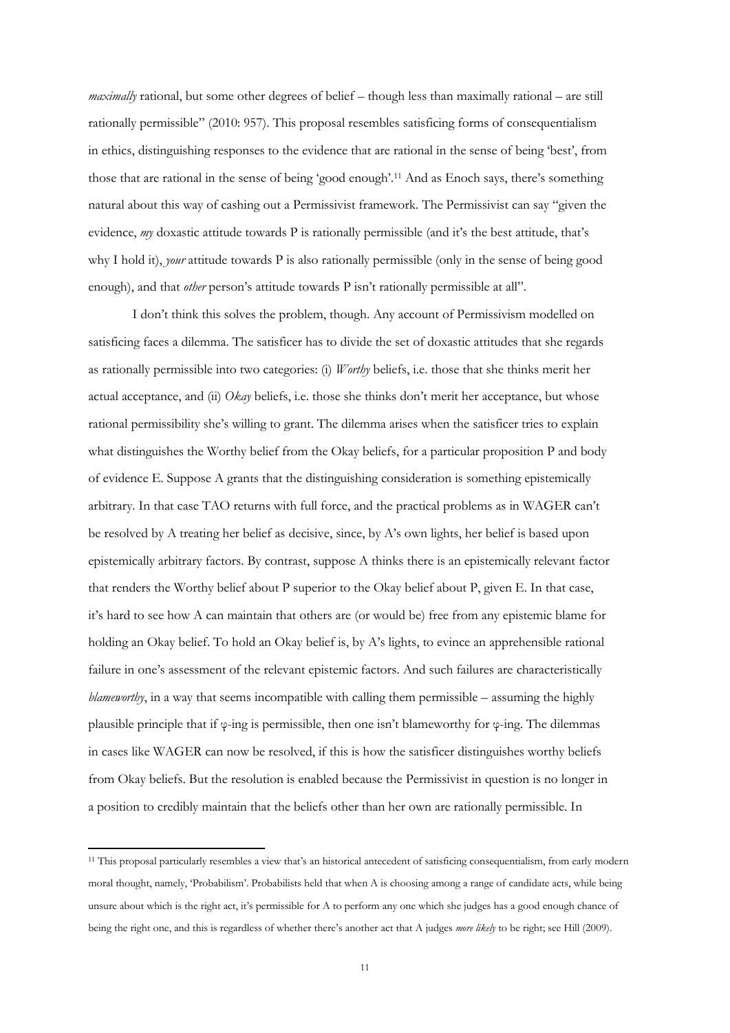*maximally* rational, but some other degrees of belief – though less than maximally rational – are still rationally permissible" (2010: 957). This proposal resembles satisficing forms of consequentialism in ethics, distinguishing responses to the evidence that are rational in the sense of being 'best', from those that are rational in the sense of being 'good enough'.[11] And as Enoch says, there's something natural about this way of cashing out a Permissivist framework. The Permissivist can say "given the evidence, *my* doxastic attitude towards P is rationally permissible (and it's the best attitude, that's why I hold it), *your* attitude towards P is also rationally permissible (only in the sense of being good enough), and that *other* person's attitude towards P isn't rationally permissible at all".

I don't think this solves the problem, though. Any account of Permissivism modelled on satisficing faces a dilemma. The satisficer has to divide the set of doxastic attitudes that she regards as rationally permissible into two categories: (i) *Worthy* beliefs, i.e. those that she thinks merit her actual acceptance, and (ii) *Okay* beliefs, i.e. those she thinks don't merit her acceptance, but whose rational permissibility she's willing to grant. The dilemma arises when the satisficer tries to explain what distinguishes the Worthy belief from the Okay beliefs, for a particular proposition P and body of evidence E. Suppose A grants that the distinguishing consideration is something epistemically arbitrary. In that case TAO returns with full force, and the practical problems as in WAGER can't be resolved by A treating her belief as decisive, since, by A's own lights, her belief is based upon epistemically arbitrary factors. By contrast, suppose A thinks there is an epistemically relevant factor that renders the Worthy belief about P superior to the Okay belief about P, given E. In that case, it's hard to see how A can maintain that others are (or would be) free from any epistemic blame for holding an Okay belief. To hold an Okay belief is, by A's lights, to evince an apprehensible rational failure in one's assessment of the relevant epistemic factors. And such failures are characteristically *blameworthy*, in a way that seems incompatible with calling them permissible – assuming the highly plausible principle that if φ-ing is permissible, then one isn't blameworthy for φ-ing. The dilemmas in cases like WAGER can now be resolved, if this is how the satisficer distinguishes worthy beliefs from Okay beliefs. But the resolution is enabled because the Permissivist in question is no longer in a position to credibly maintain that the beliefs other than her own are rationally permissible. In

[11] This proposal particularly resembles a view that's an historical antecedent of satisficing consequentialism, from early modern moral thought, namely, 'Probabilism'. Probabilists held that when A is choosing among a range of candidate acts, while being unsure about which is the right act, it's permissible for A to perform any one which she judges has a good enough chance of being the right one, and this is regardless of whether there's another act that A judges *more likely* to be right; see Hill (2009).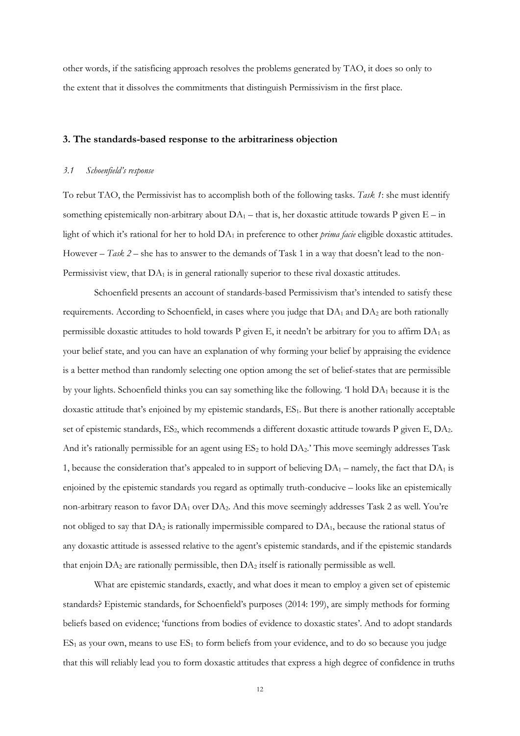other words, if the satisficing approach resolves the problems generated by TAO, it does so only to the extent that it dissolves the commitments that distinguish Permissivism in the first place.

## 3. The standards-based response to the arbitrariness objection

### *3.1 Schoenfield's response*

To rebut TAO, the Permissivist has to accomplish both of the following tasks. *Task 1*: she must identify something epistemically non-arbitrary about $DA_1$ – that is, her doxastic attitude towards P given E – in light of which it's rational for her to hold $DA_1$ in preference to other *prima facie* eligible doxastic attitudes. However – *Task 2* – she has to answer to the demands of Task 1 in a way that doesn't lead to the non-Permissivist view, that $DA_1$ is in general rationally superior to these rival doxastic attitudes.

Schoenfield presents an account of standards-based Permissivism that's intended to satisfy these requirements. According to Schoenfield, in cases where you judge that $DA_1$ and $DA_2$ are both rationally permissible doxastic attitudes to hold towards P given E, it needn't be arbitrary for you to affirm $DA_1$ as your belief state, and you can have an explanation of why forming your belief by appraising the evidence is a better method than randomly selecting one option among the set of belief-states that are permissible by your lights. Schoenfield thinks you can say something like the following. 'I hold $DA_1$ because it is the doxastic attitude that's enjoined by my epistemic standards, $ES_1$. But there is another rationally acceptable set of epistemic standards, $ES_2$, which recommends a different doxastic attitude towards P given E, $DA_2$. And it's rationally permissible for an agent using $ES_2$ to hold $DA_2$.' This move seemingly addresses Task 1, because the consideration that's appealed to in support of believing $DA_1$ – namely, the fact that $DA_1$ is enjoined by the epistemic standards you regard as optimally truth-conducive – looks like an epistemically non-arbitrary reason to favor $DA_1$ over $DA_2$. And this move seemingly addresses Task 2 as well. You're not obliged to say that $DA_2$ is rationally impermissible compared to $DA_1$, because the rational status of any doxastic attitude is assessed relative to the agent's epistemic standards, and if the epistemic standards that enjoin $DA_2$ are rationally permissible, then $DA_2$ itself is rationally permissible as well.

What are epistemic standards, exactly, and what does it mean to employ a given set of epistemic standards? Epistemic standards, for Schoenfield's purposes (2014: 199), are simply methods for forming beliefs based on evidence; 'functions from bodies of evidence to doxastic states'. And to adopt standards $ES_1$ as your own, means to use $ES_1$ to form beliefs from your evidence, and to do so because you judge that this will reliably lead you to form doxastic attitudes that express a high degree of confidence in truths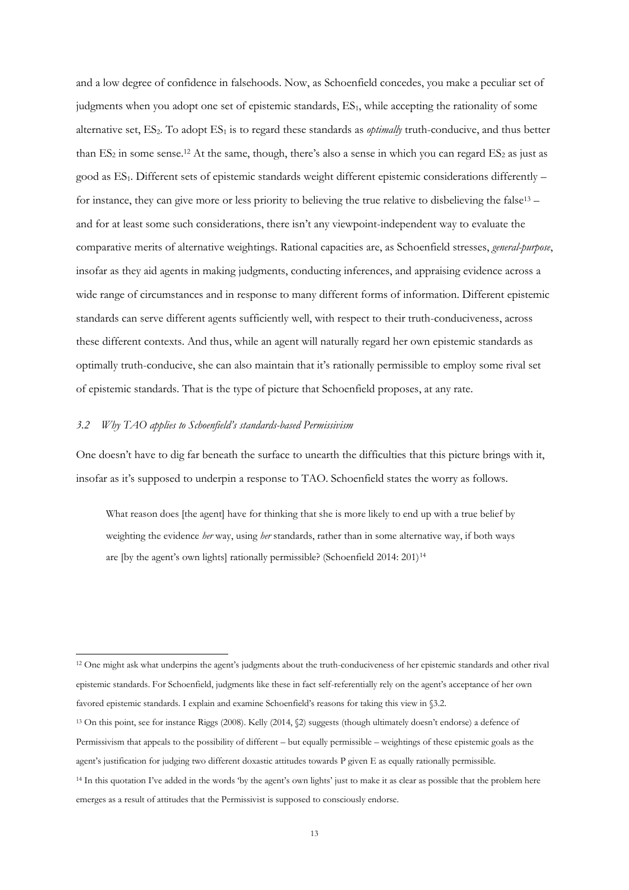and a low degree of confidence in falsehoods. Now, as Schoenfield concedes, you make a peculiar set of judgments when you adopt one set of epistemic standards, $ES_1$, while accepting the rationality of some alternative set, $ES_2$. To adopt $ES_1$ is to regard these standards as *optimally* truth-conducive, and thus better than $ES_2$ in some sense.[12] At the same, though, there's also a sense in which you can regard $ES_2$ as just as good as $ES_1$. Different sets of epistemic standards weight different epistemic considerations differently – for instance, they can give more or less priority to believing the true relative to disbelieving the false[13] – and for at least some such considerations, there isn't any viewpoint-independent way to evaluate the comparative merits of alternative weightings. Rational capacities are, as Schoenfield stresses, *general-purpose*, insofar as they aid agents in making judgments, conducting inferences, and appraising evidence across a wide range of circumstances and in response to many different forms of information. Different epistemic standards can serve different agents sufficiently well, with respect to their truth-conduciveness, across these different contexts. And thus, while an agent will naturally regard her own epistemic standards as optimally truth-conducive, she can also maintain that it's rationally permissible to employ some rival set of epistemic standards. That is the type of picture that Schoenfield proposes, at any rate.

### *3.2 Why TAO applies to Schoenfield's standards-based Permissivism*

One doesn't have to dig far beneath the surface to unearth the difficulties that this picture brings with it, insofar as it's supposed to underpin a response to TAO. Schoenfield states the worry as follows.

> What reason does [the agent] have for thinking that she is more likely to end up with a true belief by weighting the evidence *her* way, using *her* standards, rather than in some alternative way, if both ways are [by the agent's own lights] rationally permissible? (Schoenfield 2014: 201)[14]

---

[12] One might ask what underpins the agent's judgments about the truth-conduciveness of her epistemic standards and other rival epistemic standards. For Schoenfield, judgments like these in fact self-referentially rely on the agent's acceptance of her own favored epistemic standards. I explain and examine Schoenfield's reasons for taking this view in §3.2.

[13] On this point, see for instance Riggs (2008). Kelly (2014, §2) suggests (though ultimately doesn't endorse) a defence of Permissivism that appeals to the possibility of different – but equally permissible – weightings of these epistemic goals as the agent's justification for judging two different doxastic attitudes towards P given E as equally rationally permissible.

[14] In this quotation I've added in the words 'by the agent's own lights' just to make it as clear as possible that the problem here emerges as a result of attitudes that the Permissivist is supposed to consciously endorse.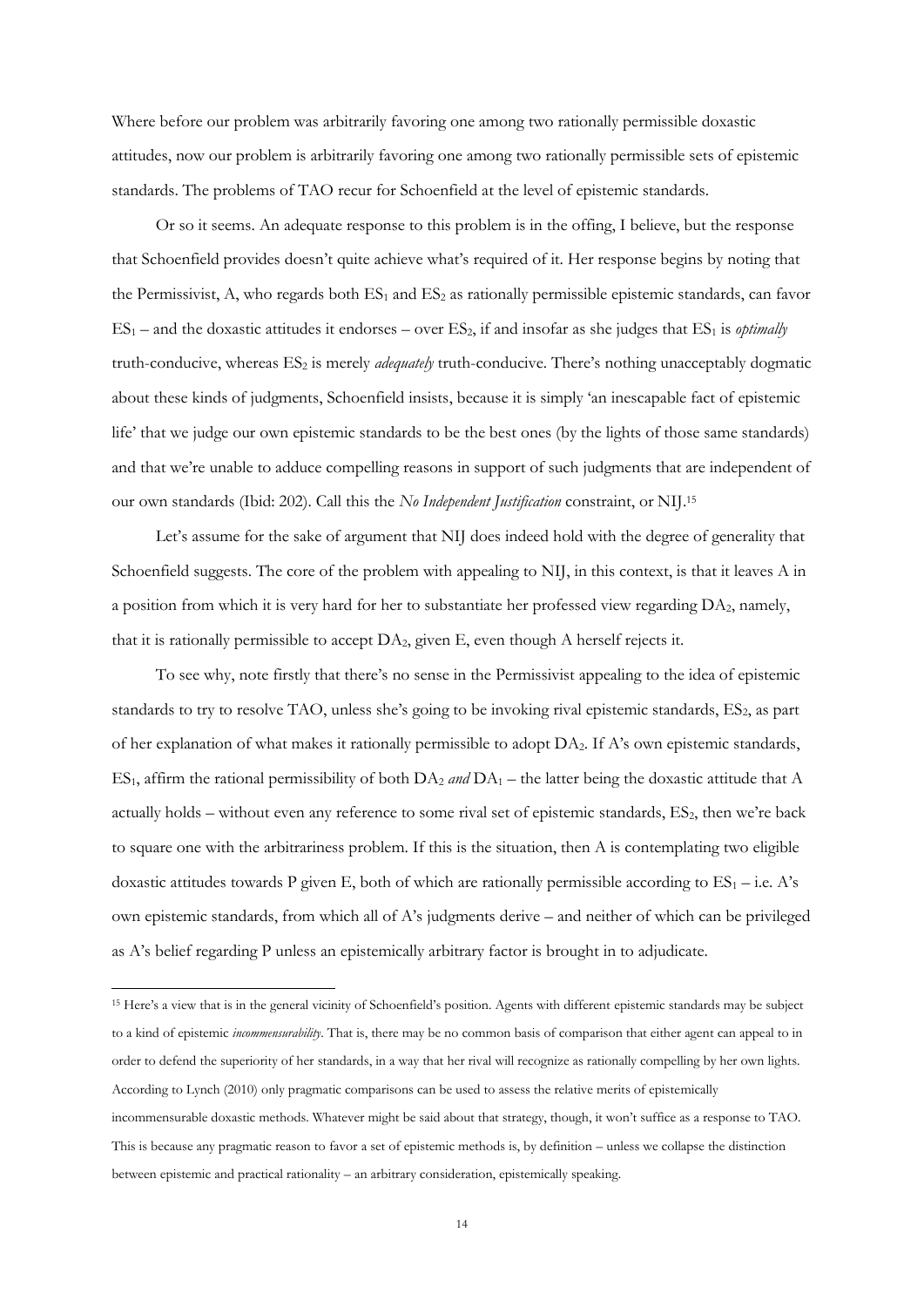Where before our problem was arbitrarily favoring one among two rationally permissible doxastic attitudes, now our problem is arbitrarily favoring one among two rationally permissible sets of epistemic standards. The problems of TAO recur for Schoenfield at the level of epistemic standards.

Or so it seems. An adequate response to this problem is in the offing, I believe, but the response that Schoenfield provides doesn't quite achieve what's required of it. Her response begins by noting that the Permissivist, A, who regards both $ES_1$ and $ES_2$ as rationally permissible epistemic standards, can favor $ES_1$ – and the doxastic attitudes it endorses – over $ES_2$, if and insofar as she judges that $ES_1$ is *optimally* truth-conducive, whereas $ES_2$ is merely *adequately* truth-conducive. There's nothing unacceptably dogmatic about these kinds of judgments, Schoenfield insists, because it is simply 'an inescapable fact of epistemic life' that we judge our own epistemic standards to be the best ones (by the lights of those same standards) and that we're unable to adduce compelling reasons in support of such judgments that are independent of our own standards (Ibid: 202). Call this the *No Independent Justification* constraint, or NIJ.[15]

Let's assume for the sake of argument that NIJ does indeed hold with the degree of generality that Schoenfield suggests. The core of the problem with appealing to NIJ, in this context, is that it leaves A in a position from which it is very hard for her to substantiate her professed view regarding $DA_2$, namely, that it is rationally permissible to accept $DA_2$, given E, even though A herself rejects it.

To see why, note firstly that there's no sense in the Permissivist appealing to the idea of epistemic standards to try to resolve TAO, unless she's going to be invoking rival epistemic standards, $ES_2$, as part of her explanation of what makes it rationally permissible to adopt $DA_2$. If A's own epistemic standards, $ES_1$, affirm the rational permissibility of both $DA_2$ *and* $DA_1$ – the latter being the doxastic attitude that A actually holds – without even any reference to some rival set of epistemic standards, $ES_2$, then we're back to square one with the arbitrariness problem. If this is the situation, then A is contemplating two eligible doxastic attitudes towards P given E, both of which are rationally permissible according to $ES_1$ – i.e. A's own epistemic standards, from which all of A's judgments derive – and neither of which can be privileged as A's belief regarding P unless an epistemically arbitrary factor is brought in to adjudicate.

[15] Here's a view that is in the general vicinity of Schoenfield's position. Agents with different epistemic standards may be subject to a kind of epistemic *incommensurability*. That is, there may be no common basis of comparison that either agent can appeal to in order to defend the superiority of her standards, in a way that her rival will recognize as rationally compelling by her own lights. According to Lynch (2010) only pragmatic comparisons can be used to assess the relative merits of epistemically incommensurable doxastic methods. Whatever might be said about that strategy, though, it won't suffice as a response to TAO. This is because any pragmatic reason to favor a set of epistemic methods is, by definition – unless we collapse the distinction between epistemic and practical rationality – an arbitrary consideration, epistemically speaking.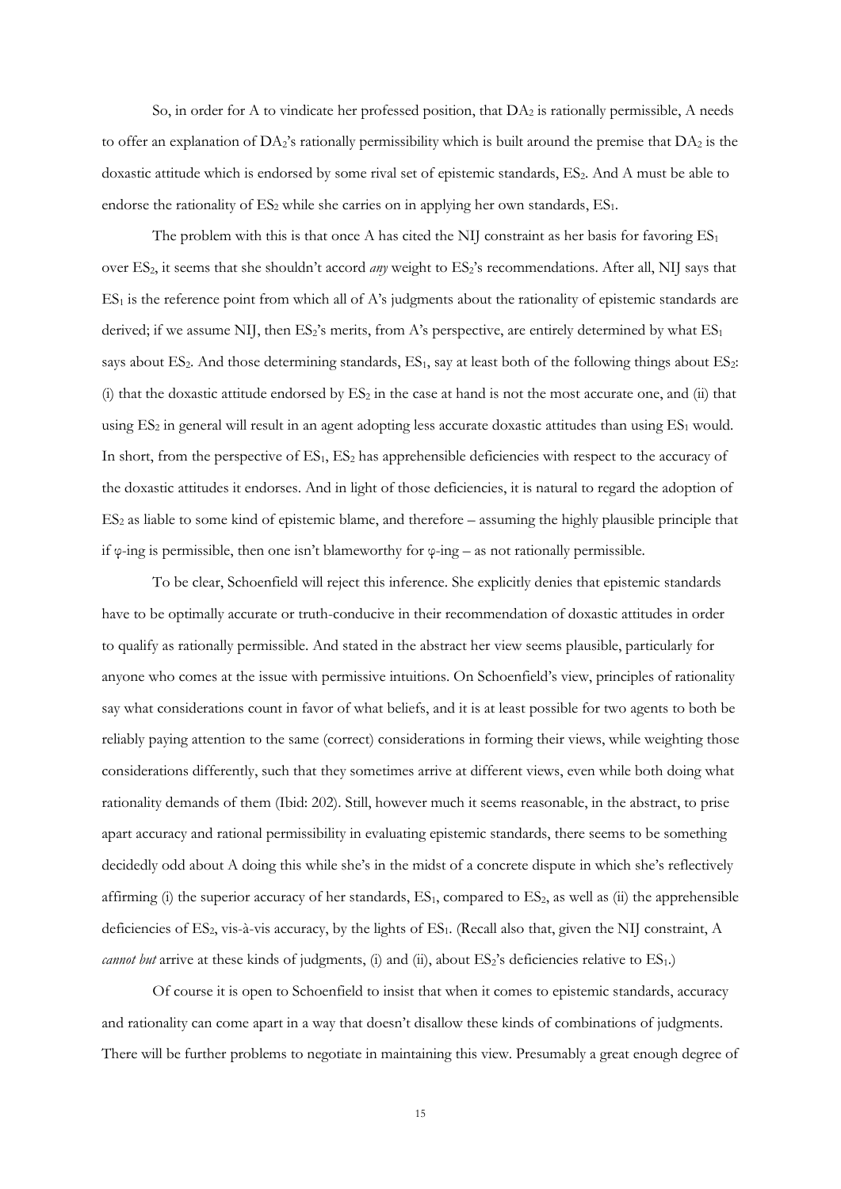So, in order for A to vindicate her professed position, that $DA_2$ is rationally permissible, A needs to offer an explanation of $DA_2$'s rationally permissibility which is built around the premise that $DA_2$ is the doxastic attitude which is endorsed by some rival set of epistemic standards, $ES_2$. And A must be able to endorse the rationality of $ES_2$ while she carries on in applying her own standards, $ES_1$.

The problem with this is that once A has cited the NIJ constraint as her basis for favoring $ES_1$ over $ES_2$, it seems that she shouldn't accord *any* weight to $ES_2$'s recommendations. After all, NIJ says that $ES_1$ is the reference point from which all of A's judgments about the rationality of epistemic standards are derived; if we assume NIJ, then $ES_2$'s merits, from A's perspective, are entirely determined by what $ES_1$ says about $ES_2$. And those determining standards, $ES_1$, say at least both of the following things about $ES_2$: (i) that the doxastic attitude endorsed by $ES_2$ in the case at hand is not the most accurate one, and (ii) that using $ES_2$ in general will result in an agent adopting less accurate doxastic attitudes than using $ES_1$ would. In short, from the perspective of $ES_1$, $ES_2$ has apprehensible deficiencies with respect to the accuracy of the doxastic attitudes it endorses. And in light of those deficiencies, it is natural to regard the adoption of $ES_2$ as liable to some kind of epistemic blame, and therefore – assuming the highly plausible principle that if φ-ing is permissible, then one isn't blameworthy for φ-ing – as not rationally permissible.

To be clear, Schoenfield will reject this inference. She explicitly denies that epistemic standards have to be optimally accurate or truth-conducive in their recommendation of doxastic attitudes in order to qualify as rationally permissible. And stated in the abstract her view seems plausible, particularly for anyone who comes at the issue with permissive intuitions. On Schoenfield's view, principles of rationality say what considerations count in favor of what beliefs, and it is at least possible for two agents to both be reliably paying attention to the same (correct) considerations in forming their views, while weighting those considerations differently, such that they sometimes arrive at different views, even while both doing what rationality demands of them (Ibid: 202). Still, however much it seems reasonable, in the abstract, to prise apart accuracy and rational permissibility in evaluating epistemic standards, there seems to be something decidedly odd about A doing this while she's in the midst of a concrete dispute in which she's reflectively affirming (i) the superior accuracy of her standards, $ES_1$, compared to $ES_2$, as well as (ii) the apprehensible deficiencies of $ES_2$, vis-à-vis accuracy, by the lights of $ES_1$. (Recall also that, given the NIJ constraint, A *cannot but* arrive at these kinds of judgments, (i) and (ii), about $ES_2$'s deficiencies relative to $ES_1$.)

Of course it is open to Schoenfield to insist that when it comes to epistemic standards, accuracy and rationality can come apart in a way that doesn't disallow these kinds of combinations of judgments. There will be further problems to negotiate in maintaining this view. Presumably a great enough degree of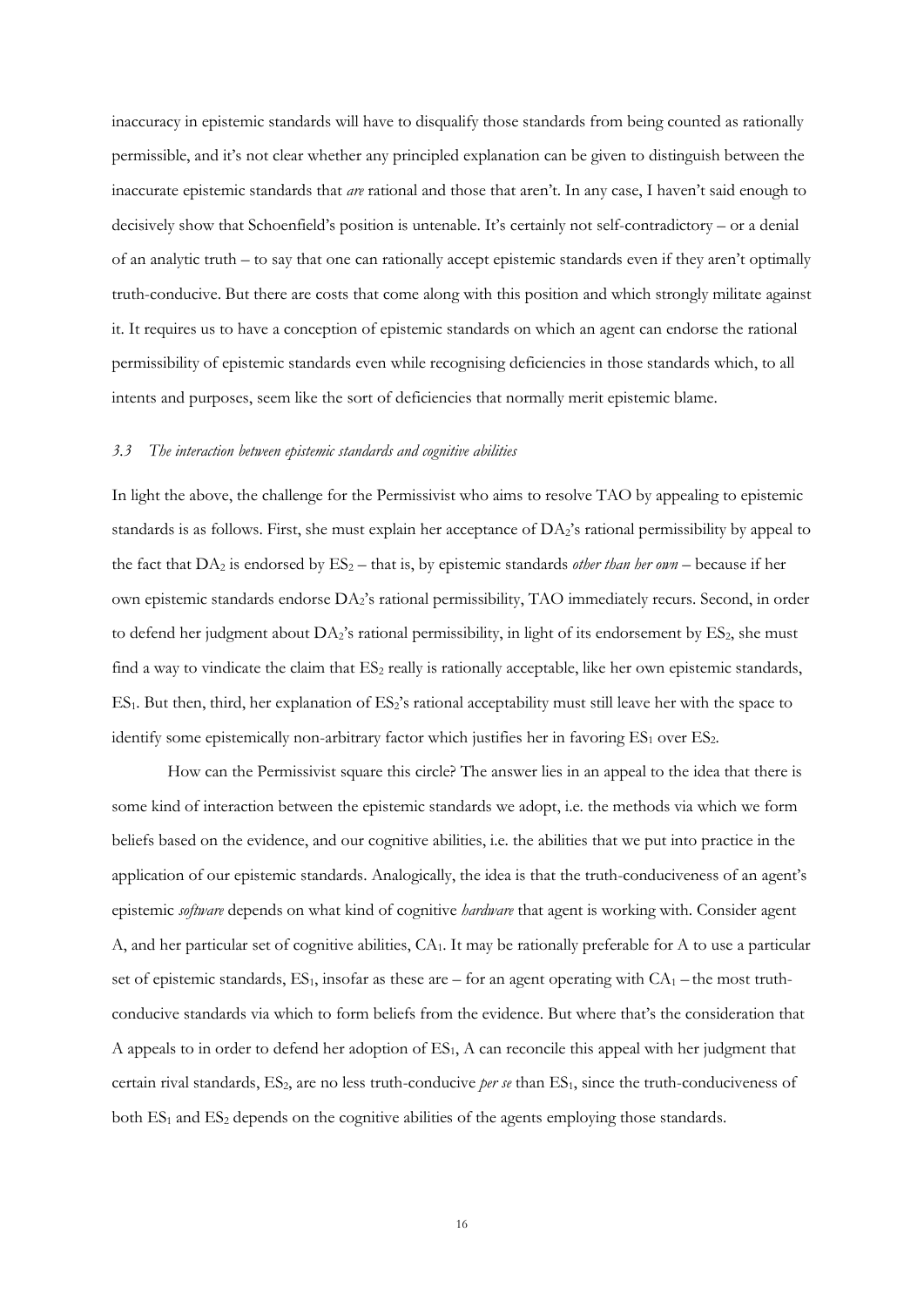inaccuracy in epistemic standards will have to disqualify those standards from being counted as rationally permissible, and it's not clear whether any principled explanation can be given to distinguish between the inaccurate epistemic standards that *are* rational and those that aren't. In any case, I haven't said enough to decisively show that Schoenfield's position is untenable. It's certainly not self-contradictory – or a denial of an analytic truth – to say that one can rationally accept epistemic standards even if they aren't optimally truth-conducive. But there are costs that come along with this position and which strongly militate against it. It requires us to have a conception of epistemic standards on which an agent can endorse the rational permissibility of epistemic standards even while recognising deficiencies in those standards which, to all intents and purposes, seem like the sort of deficiencies that normally merit epistemic blame.

### *3.3 The interaction between epistemic standards and cognitive abilities*

In light the above, the challenge for the Permissivist who aims to resolve TAO by appealing to epistemic standards is as follows. First, she must explain her acceptance of $DA_2$'s rational permissibility by appeal to the fact that $DA_2$ is endorsed by $ES_2$ – that is, by epistemic standards *other than her own* – because if her own epistemic standards endorse $DA_2$'s rational permissibility, TAO immediately recurs. Second, in order to defend her judgment about $DA_2$'s rational permissibility, in light of its endorsement by $ES_2$, she must find a way to vindicate the claim that $ES_2$ really is rationally acceptable, like her own epistemic standards, $ES_1$. But then, third, her explanation of $ES_2$'s rational acceptability must still leave her with the space to identify some epistemically non-arbitrary factor which justifies her in favoring $ES_1$ over $ES_2$.

How can the Permissivist square this circle? The answer lies in an appeal to the idea that there is some kind of interaction between the epistemic standards we adopt, i.e. the methods via which we form beliefs based on the evidence, and our cognitive abilities, i.e. the abilities that we put into practice in the application of our epistemic standards. Analogically, the idea is that the truth-conduciveness of an agent's epistemic *software* depends on what kind of cognitive *hardware* that agent is working with. Consider agent A, and her particular set of cognitive abilities, $CA_1$. It may be rationally preferable for A to use a particular set of epistemic standards, $ES_1$, insofar as these are – for an agent operating with $CA_1$ – the most truth-conducive standards via which to form beliefs from the evidence. But where that's the consideration that A appeals to in order to defend her adoption of $ES_1$, A can reconcile this appeal with her judgment that certain rival standards, $ES_2$, are no less truth-conducive *per se* than $ES_1$, since the truth-conduciveness of both $ES_1$ and $ES_2$ depends on the cognitive abilities of the agents employing those standards.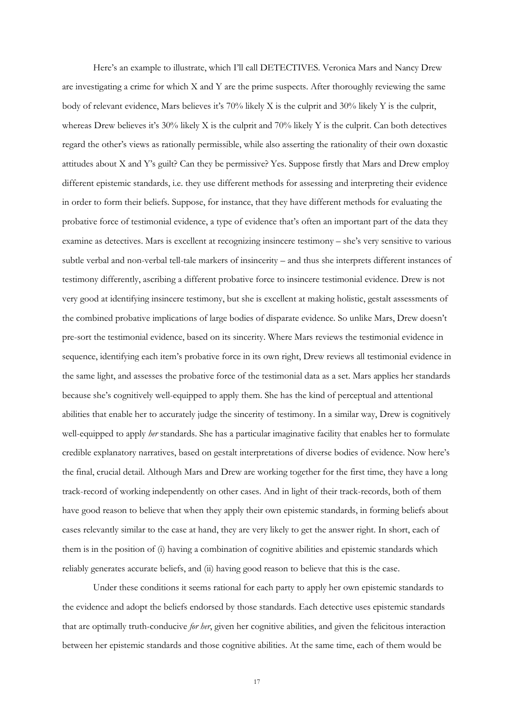Here's an example to illustrate, which I'll call DETECTIVES. Veronica Mars and Nancy Drew are investigating a crime for which X and Y are the prime suspects. After thoroughly reviewing the same body of relevant evidence, Mars believes it's 70% likely X is the culprit and 30% likely Y is the culprit, whereas Drew believes it's 30% likely X is the culprit and 70% likely Y is the culprit. Can both detectives regard the other's views as rationally permissible, while also asserting the rationality of their own doxastic attitudes about X and Y's guilt? Can they be permissive? Yes. Suppose firstly that Mars and Drew employ different epistemic standards, i.e. they use different methods for assessing and interpreting their evidence in order to form their beliefs. Suppose, for instance, that they have different methods for evaluating the probative force of testimonial evidence, a type of evidence that's often an important part of the data they examine as detectives. Mars is excellent at recognizing insincere testimony – she's very sensitive to various subtle verbal and non-verbal tell-tale markers of insincerity – and thus she interprets different instances of testimony differently, ascribing a different probative force to insincere testimonial evidence. Drew is not very good at identifying insincere testimony, but she is excellent at making holistic, gestalt assessments of the combined probative implications of large bodies of disparate evidence. So unlike Mars, Drew doesn't pre-sort the testimonial evidence, based on its sincerity. Where Mars reviews the testimonial evidence in sequence, identifying each item's probative force in its own right, Drew reviews all testimonial evidence in the same light, and assesses the probative force of the testimonial data as a set. Mars applies her standards because she's cognitively well-equipped to apply them. She has the kind of perceptual and attentional abilities that enable her to accurately judge the sincerity of testimony. In a similar way, Drew is cognitively well-equipped to apply *her* standards. She has a particular imaginative facility that enables her to formulate credible explanatory narratives, based on gestalt interpretations of diverse bodies of evidence. Now here's the final, crucial detail. Although Mars and Drew are working together for the first time, they have a long track-record of working independently on other cases. And in light of their track-records, both of them have good reason to believe that when they apply their own epistemic standards, in forming beliefs about cases relevantly similar to the case at hand, they are very likely to get the answer right. In short, each of them is in the position of (i) having a combination of cognitive abilities and epistemic standards which reliably generates accurate beliefs, and (ii) having good reason to believe that this is the case.

Under these conditions it seems rational for each party to apply her own epistemic standards to the evidence and adopt the beliefs endorsed by those standards. Each detective uses epistemic standards that are optimally truth-conducive *for her*, given her cognitive abilities, and given the felicitous interaction between her epistemic standards and those cognitive abilities. At the same time, each of them would be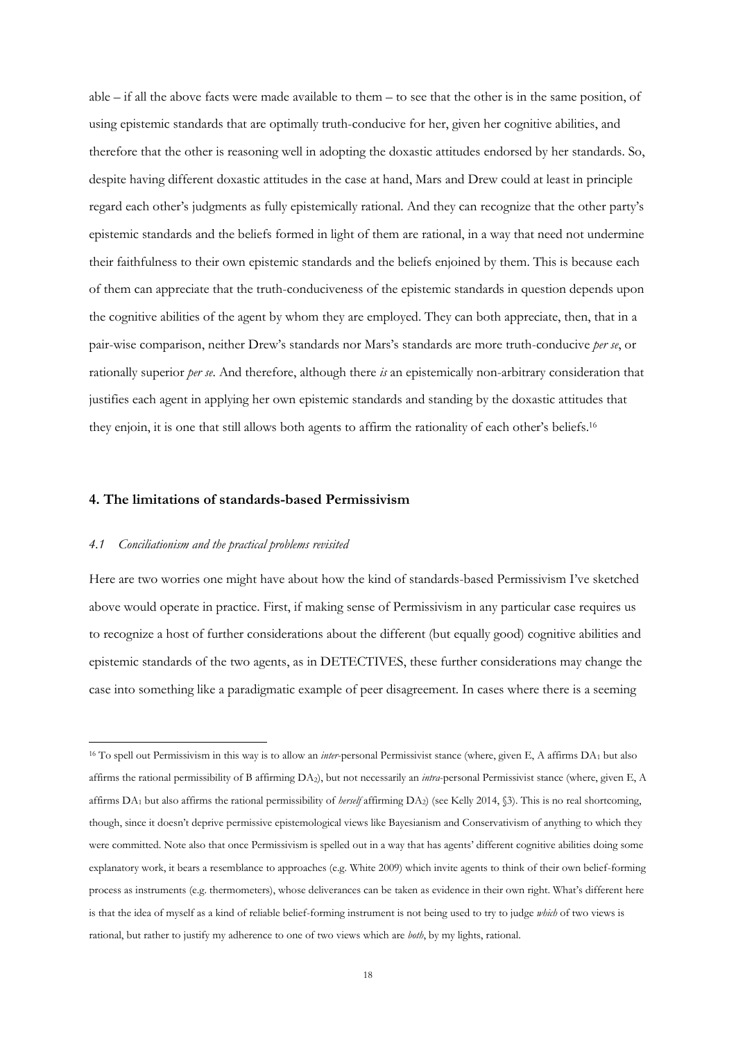able – if all the above facts were made available to them – to see that the other is in the same position, of using epistemic standards that are optimally truth-conducive for her, given her cognitive abilities, and therefore that the other is reasoning well in adopting the doxastic attitudes endorsed by her standards. So, despite having different doxastic attitudes in the case at hand, Mars and Drew could at least in principle regard each other's judgments as fully epistemically rational. And they can recognize that the other party's epistemic standards and the beliefs formed in light of them are rational, in a way that need not undermine their faithfulness to their own epistemic standards and the beliefs enjoined by them. This is because each of them can appreciate that the truth-conduciveness of the epistemic standards in question depends upon the cognitive abilities of the agent by whom they are employed. They can both appreciate, then, that in a pair-wise comparison, neither Drew's standards nor Mars's standards are more truth-conducive *per se*, or rationally superior *per se*. And therefore, although there *is* an epistemically non-arbitrary consideration that justifies each agent in applying her own epistemic standards and standing by the doxastic attitudes that they enjoin, it is one that still allows both agents to affirm the rationality of each other's beliefs.[16]

## 4. The limitations of standards-based Permissivism

### *4.1 Conciliationism and the practical problems revisited*

Here are two worries one might have about how the kind of standards-based Permissivism I've sketched above would operate in practice. First, if making sense of Permissivism in any particular case requires us to recognize a host of further considerations about the different (but equally good) cognitive abilities and epistemic standards of the two agents, as in DETECTIVES, these further considerations may change the case into something like a paradigmatic example of peer disagreement. In cases where there is a seeming

---

[16] To spell out Permissivism in this way is to allow an *inter*-personal Permissivist stance (where, given E, A affirms $DA_1$ but also affirms the rational permissibility of B affirming $DA_2$), but not necessarily an *intra*-personal Permissivist stance (where, given E, A affirms $DA_1$ but also affirms the rational permissibility of *herself* affirming $DA_2$) (see Kelly 2014, §3). This is no real shortcoming, though, since it doesn't deprive permissive epistemological views like Bayesianism and Conservativism of anything to which they were committed. Note also that once Permissivism is spelled out in a way that has agents' different cognitive abilities doing some explanatory work, it bears a resemblance to approaches (e.g. White 2009) which invite agents to think of their own belief-forming process as instruments (e.g. thermometers), whose deliverances can be taken as evidence in their own right. What's different here is that the idea of myself as a kind of reliable belief-forming instrument is not being used to try to judge *which* of two views is rational, but rather to justify my adherence to one of two views which are *both*, by my lights, rational.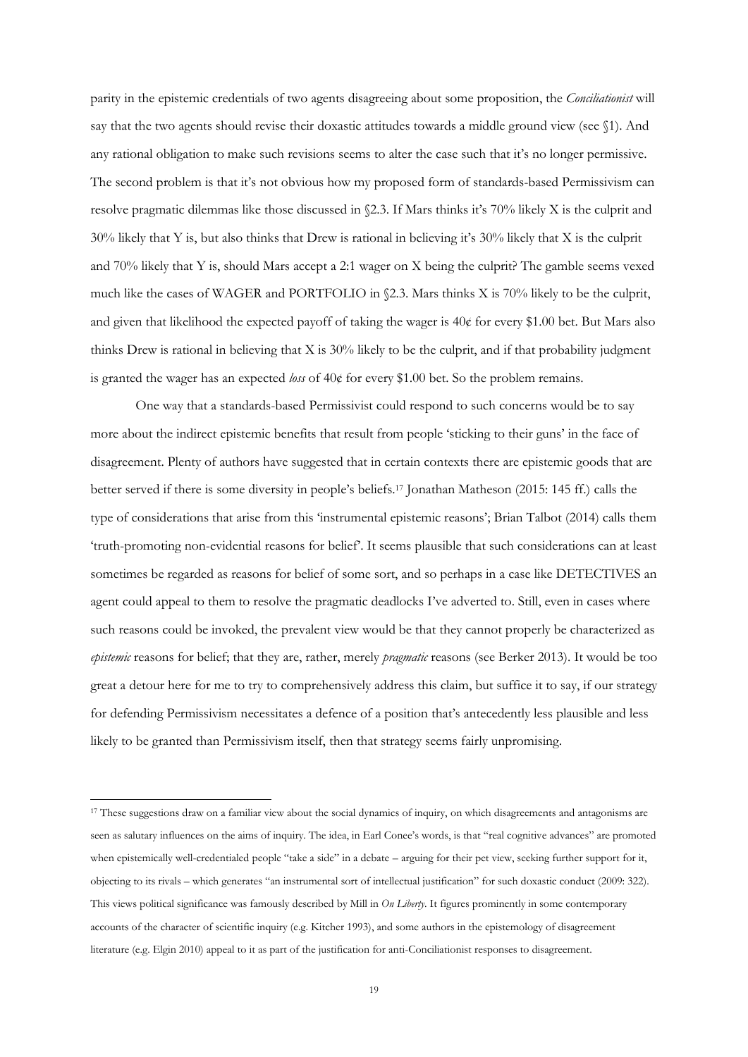parity in the epistemic credentials of two agents disagreeing about some proposition, the *Conciliationist* will say that the two agents should revise their doxastic attitudes towards a middle ground view (see §1). And any rational obligation to make such revisions seems to alter the case such that it's no longer permissive. The second problem is that it's not obvious how my proposed form of standards-based Permissivism can resolve pragmatic dilemmas like those discussed in §2.3. If Mars thinks it's 70% likely X is the culprit and 30% likely that Y is, but also thinks that Drew is rational in believing it's 30% likely that X is the culprit and 70% likely that Y is, should Mars accept a 2:1 wager on X being the culprit? The gamble seems vexed much like the cases of WAGER and PORTFOLIO in §2.3. Mars thinks X is 70% likely to be the culprit, and given that likelihood the expected payoff of taking the wager is 40¢ for every $1.00 bet. But Mars also thinks Drew is rational in believing that X is 30% likely to be the culprit, and if that probability judgment is granted the wager has an expected *loss* of 40¢ for every $1.00 bet. So the problem remains.

One way that a standards-based Permissivist could respond to such concerns would be to say more about the indirect epistemic benefits that result from people 'sticking to their guns' in the face of disagreement. Plenty of authors have suggested that in certain contexts there are epistemic goods that are better served if there is some diversity in people's beliefs.[17] Jonathan Matheson (2015: 145 ff.) calls the type of considerations that arise from this 'instrumental epistemic reasons'; Brian Talbot (2014) calls them 'truth-promoting non-evidential reasons for belief'. It seems plausible that such considerations can at least sometimes be regarded as reasons for belief of some sort, and so perhaps in a case like DETECTIVES an agent could appeal to them to resolve the pragmatic deadlocks I've adverted to. Still, even in cases where such reasons could be invoked, the prevalent view would be that they cannot properly be characterized as *epistemic* reasons for belief; that they are, rather, merely *pragmatic* reasons (see Berker 2013). It would be too great a detour here for me to try to comprehensively address this claim, but suffice it to say, if our strategy for defending Permissivism necessitates a defence of a position that's antecedently less plausible and less likely to be granted than Permissivism itself, then that strategy seems fairly unpromising.

---

[17] These suggestions draw on a familiar view about the social dynamics of inquiry, on which disagreements and antagonisms are seen as salutary influences on the aims of inquiry. The idea, in Earl Conee's words, is that "real cognitive advances" are promoted when epistemically well-credentialed people "take a side" in a debate – arguing for their pet view, seeking further support for it, objecting to its rivals – which generates "an instrumental sort of intellectual justification" for such doxastic conduct (2009: 322). This views political significance was famously described by Mill in *On Liberty*. It figures prominently in some contemporary accounts of the character of scientific inquiry (e.g. Kitcher 1993), and some authors in the epistemology of disagreement literature (e.g. Elgin 2010) appeal to it as part of the justification for anti-Conciliationist responses to disagreement.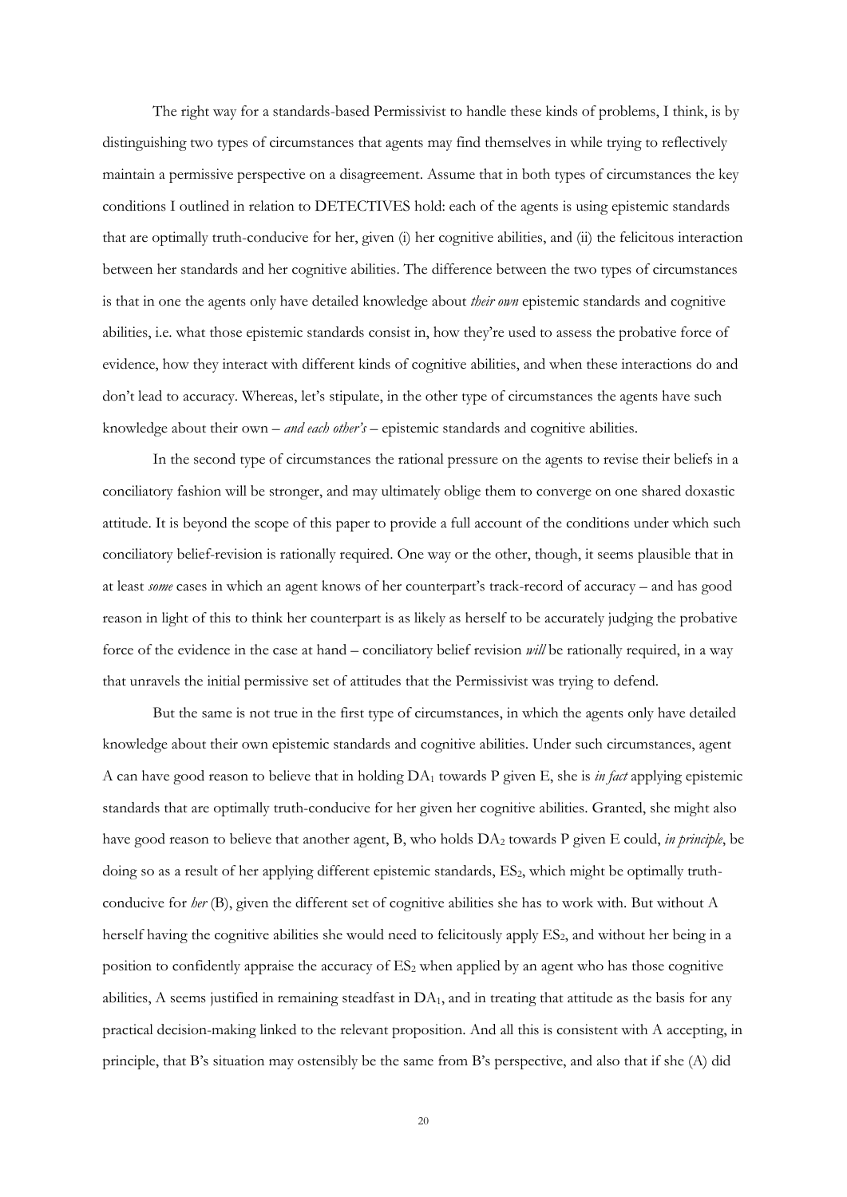The right way for a standards-based Permissivist to handle these kinds of problems, I think, is by distinguishing two types of circumstances that agents may find themselves in while trying to reflectively maintain a permissive perspective on a disagreement. Assume that in both types of circumstances the key conditions I outlined in relation to DETECTIVES hold: each of the agents is using epistemic standards that are optimally truth-conducive for her, given (i) her cognitive abilities, and (ii) the felicitous interaction between her standards and her cognitive abilities. The difference between the two types of circumstances is that in one the agents only have detailed knowledge about *their own* epistemic standards and cognitive abilities, i.e. what those epistemic standards consist in, how they're used to assess the probative force of evidence, how they interact with different kinds of cognitive abilities, and when these interactions do and don't lead to accuracy. Whereas, let's stipulate, in the other type of circumstances the agents have such knowledge about their own – *and each other's* – epistemic standards and cognitive abilities.

In the second type of circumstances the rational pressure on the agents to revise their beliefs in a conciliatory fashion will be stronger, and may ultimately oblige them to converge on one shared doxastic attitude. It is beyond the scope of this paper to provide a full account of the conditions under which such conciliatory belief-revision is rationally required. One way or the other, though, it seems plausible that in at least *some* cases in which an agent knows of her counterpart's track-record of accuracy – and has good reason in light of this to think her counterpart is as likely as herself to be accurately judging the probative force of the evidence in the case at hand – conciliatory belief revision *will* be rationally required, in a way that unravels the initial permissive set of attitudes that the Permissivist was trying to defend.

But the same is not true in the first type of circumstances, in which the agents only have detailed knowledge about their own epistemic standards and cognitive abilities. Under such circumstances, agent A can have good reason to believe that in holding $DA_1$ towards P given E, she is *in fact* applying epistemic standards that are optimally truth-conducive for her given her cognitive abilities. Granted, she might also have good reason to believe that another agent, B, who holds $DA_2$ towards P given E could, *in principle*, be doing so as a result of her applying different epistemic standards, $ES_2$, which might be optimally truth-conducive for *her* (B), given the different set of cognitive abilities she has to work with. But without A herself having the cognitive abilities she would need to felicitously apply $ES_2$, and without her being in a position to confidently appraise the accuracy of $ES_2$ when applied by an agent who has those cognitive abilities, A seems justified in remaining steadfast in $DA_1$, and in treating that attitude as the basis for any practical decision-making linked to the relevant proposition. And all this is consistent with A accepting, in principle, that B's situation may ostensibly be the same from B's perspective, and also that if she (A) did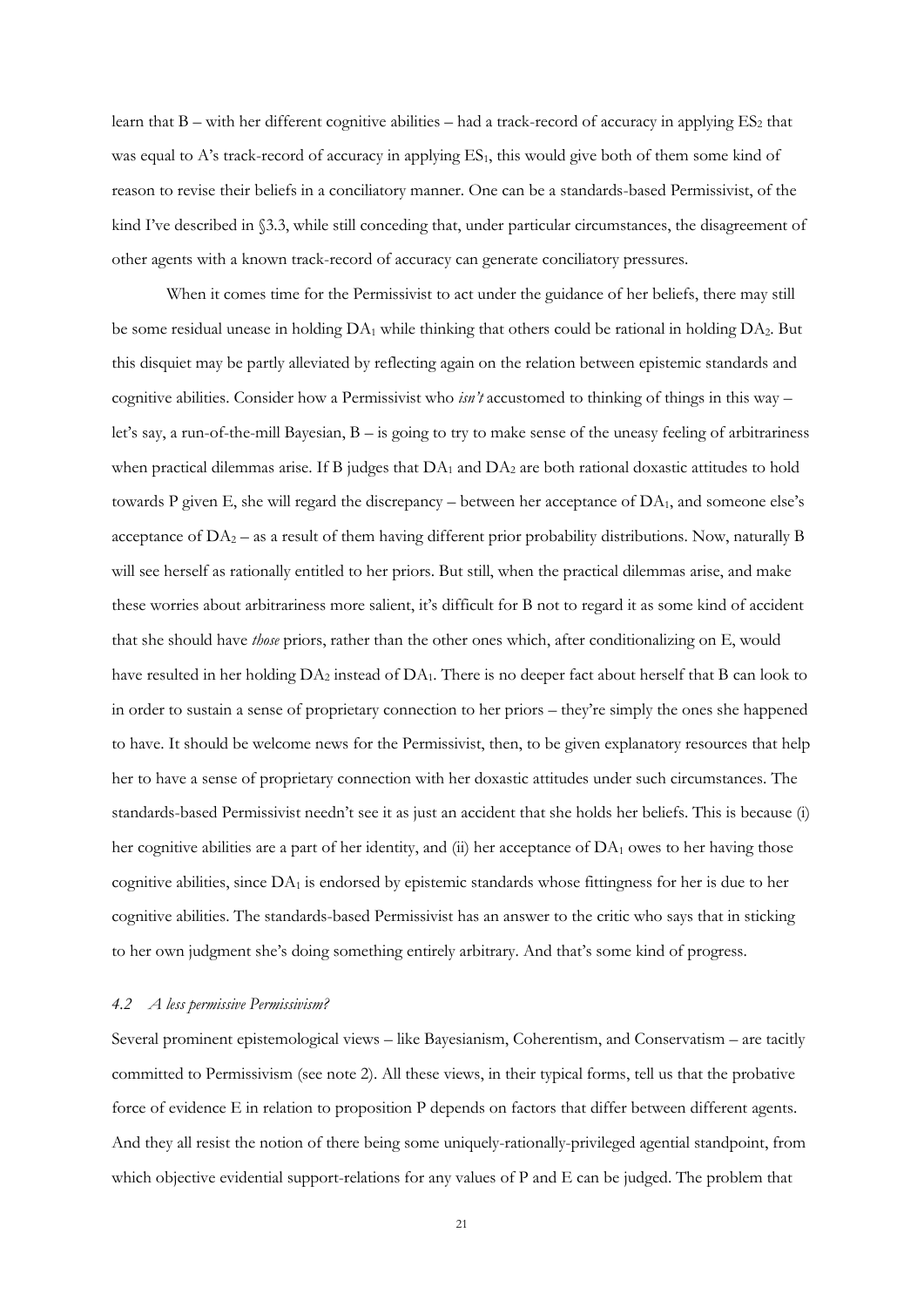learn that B – with her different cognitive abilities – had a track-record of accuracy in applying $ES_2$ that was equal to A's track-record of accuracy in applying $ES_1$, this would give both of them some kind of reason to revise their beliefs in a conciliatory manner. One can be a standards-based Permissivist, of the kind I've described in §3.3, while still conceding that, under particular circumstances, the disagreement of other agents with a known track-record of accuracy can generate conciliatory pressures.

When it comes time for the Permissivist to act under the guidance of her beliefs, there may still be some residual unease in holding $DA_1$ while thinking that others could be rational in holding $DA_2$. But this disquiet may be partly alleviated by reflecting again on the relation between epistemic standards and cognitive abilities. Consider how a Permissivist who *isn't* accustomed to thinking of things in this way – let's say, a run-of-the-mill Bayesian, B – is going to try to make sense of the uneasy feeling of arbitrariness when practical dilemmas arise. If B judges that $DA_1$ and $DA_2$ are both rational doxastic attitudes to hold towards P given E, she will regard the discrepancy – between her acceptance of $DA_1$, and someone else's acceptance of $DA_2$ – as a result of them having different prior probability distributions. Now, naturally B will see herself as rationally entitled to her priors. But still, when the practical dilemmas arise, and make these worries about arbitrariness more salient, it's difficult for B not to regard it as some kind of accident that she should have *those* priors, rather than the other ones which, after conditionalizing on E, would have resulted in her holding $DA_2$ instead of $DA_1$. There is no deeper fact about herself that B can look to in order to sustain a sense of proprietary connection to her priors – they're simply the ones she happened to have. It should be welcome news for the Permissivist, then, to be given explanatory resources that help her to have a sense of proprietary connection with her doxastic attitudes under such circumstances. The standards-based Permissivist needn't see it as just an accident that she holds her beliefs. This is because (i) her cognitive abilities are a part of her identity, and (ii) her acceptance of $DA_1$ owes to her having those cognitive abilities, since $DA_1$ is endorsed by epistemic standards whose fittingness for her is due to her cognitive abilities. The standards-based Permissivist has an answer to the critic who says that in sticking to her own judgment she's doing something entirely arbitrary. And that's some kind of progress.

### *4.2 A less permissive Permissivism?*

Several prominent epistemological views – like Bayesianism, Coherentism, and Conservatism – are tacitly committed to Permissivism (see note 2). All these views, in their typical forms, tell us that the probative force of evidence E in relation to proposition P depends on factors that differ between different agents. And they all resist the notion of there being some uniquely-rationally-privileged agential standpoint, from which objective evidential support-relations for any values of P and E can be judged. The problem that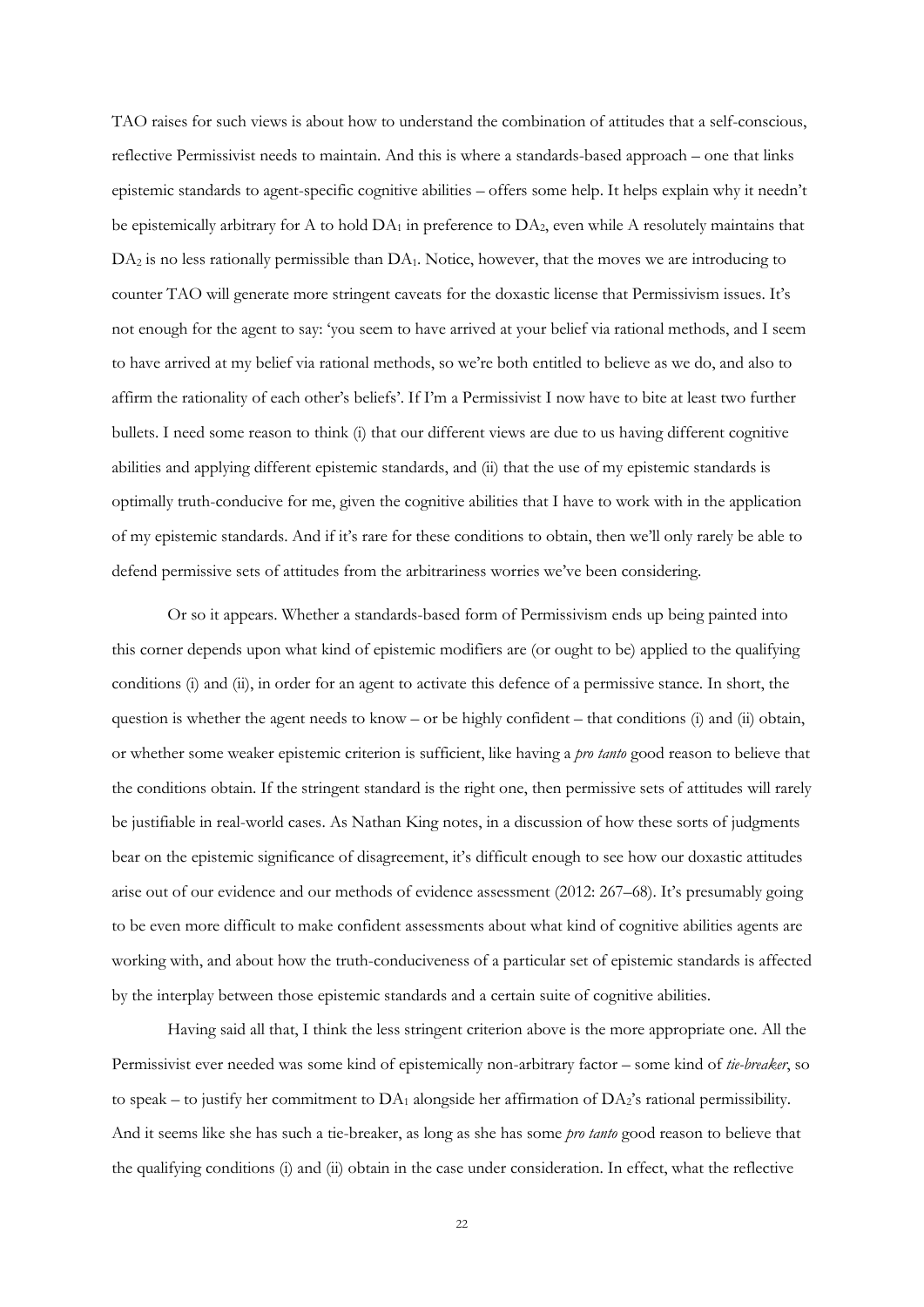TAO raises for such views is about how to understand the combination of attitudes that a self-conscious, reflective Permissivist needs to maintain. And this is where a standards-based approach – one that links epistemic standards to agent-specific cognitive abilities – offers some help. It helps explain why it needn't be epistemically arbitrary for A to hold $DA_1$ in preference to $DA_2$, even while A resolutely maintains that $DA_2$ is no less rationally permissible than $DA_1$. Notice, however, that the moves we are introducing to counter TAO will generate more stringent caveats for the doxastic license that Permissivism issues. It's not enough for the agent to say: 'you seem to have arrived at your belief via rational methods, and I seem to have arrived at my belief via rational methods, so we're both entitled to believe as we do, and also to affirm the rationality of each other's beliefs'. If I'm a Permissivist I now have to bite at least two further bullets. I need some reason to think (i) that our different views are due to us having different cognitive abilities and applying different epistemic standards, and (ii) that the use of my epistemic standards is optimally truth-conducive for me, given the cognitive abilities that I have to work with in the application of my epistemic standards. And if it's rare for these conditions to obtain, then we'll only rarely be able to defend permissive sets of attitudes from the arbitrariness worries we've been considering.

Or so it appears. Whether a standards-based form of Permissivism ends up being painted into this corner depends upon what kind of epistemic modifiers are (or ought to be) applied to the qualifying conditions (i) and (ii), in order for an agent to activate this defence of a permissive stance. In short, the question is whether the agent needs to know – or be highly confident – that conditions (i) and (ii) obtain, or whether some weaker epistemic criterion is sufficient, like having a *pro tanto* good reason to believe that the conditions obtain. If the stringent standard is the right one, then permissive sets of attitudes will rarely be justifiable in real-world cases. As Nathan King notes, in a discussion of how these sorts of judgments bear on the epistemic significance of disagreement, it's difficult enough to see how our doxastic attitudes arise out of our evidence and our methods of evidence assessment (2012: 267–68). It's presumably going to be even more difficult to make confident assessments about what kind of cognitive abilities agents are working with, and about how the truth-conduciveness of a particular set of epistemic standards is affected by the interplay between those epistemic standards and a certain suite of cognitive abilities.

Having said all that, I think the less stringent criterion above is the more appropriate one. All the Permissivist ever needed was some kind of epistemically non-arbitrary factor – some kind of *tie-breaker*, so to speak – to justify her commitment to $DA_1$ alongside her affirmation of $DA_2$'s rational permissibility. And it seems like she has such a tie-breaker, as long as she has some *pro tanto* good reason to believe that the qualifying conditions (i) and (ii) obtain in the case under consideration. In effect, what the reflective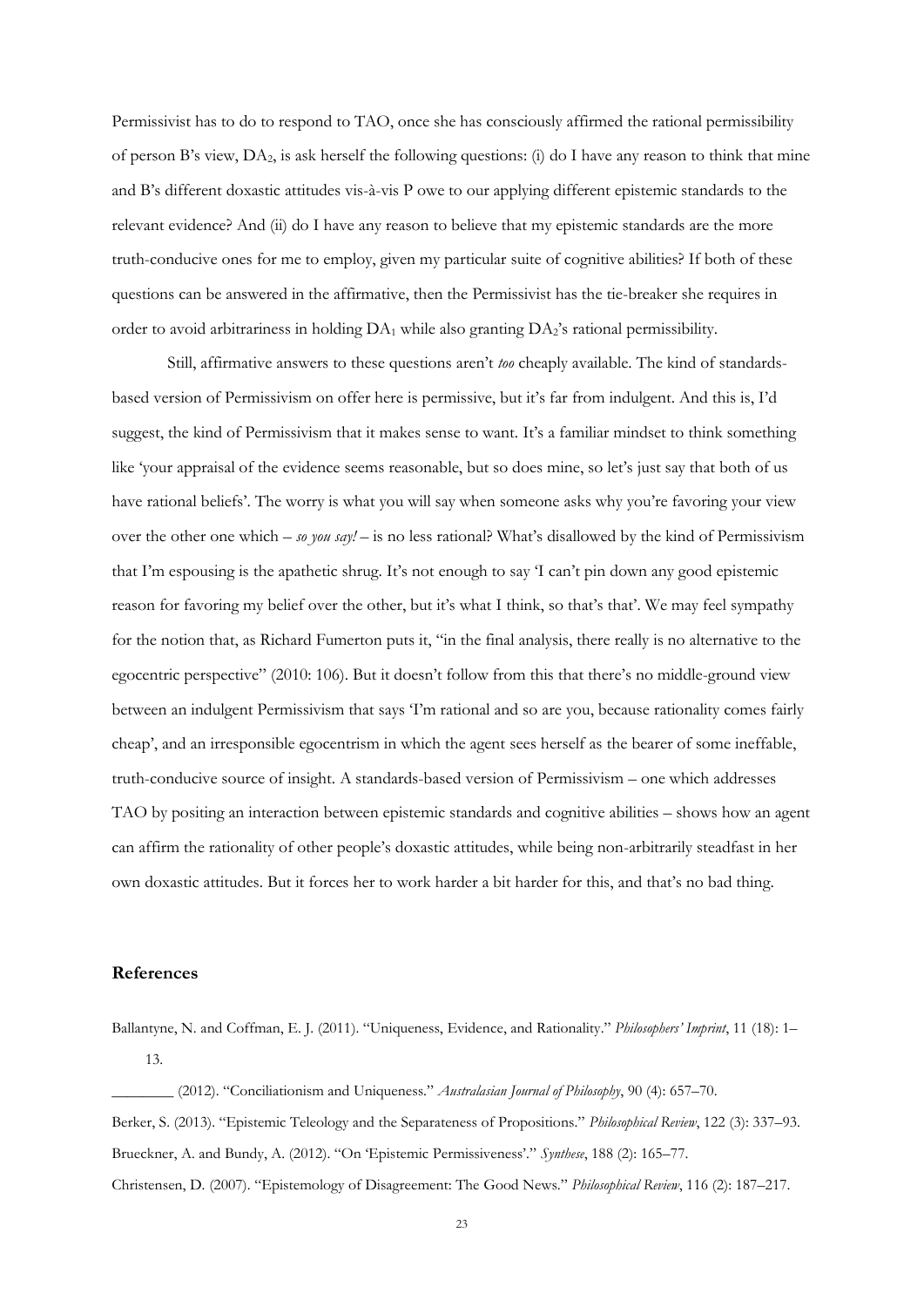Permissivist has to do to respond to TAO, once she has consciously affirmed the rational permissibility of person B's view, $DA_2$, is ask herself the following questions: (i) do I have any reason to think that mine and B's different doxastic attitudes vis-à-vis P owe to our applying different epistemic standards to the relevant evidence? And (ii) do I have any reason to believe that my epistemic standards are the more truth-conducive ones for me to employ, given my particular suite of cognitive abilities? If both of these questions can be answered in the affirmative, then the Permissivist has the tie-breaker she requires in order to avoid arbitrariness in holding $DA_1$ while also granting $DA_2$'s rational permissibility.

Still, affirmative answers to these questions aren't *too* cheaply available. The kind of standards-based version of Permissivism on offer here is permissive, but it's far from indulgent. And this is, I'd suggest, the kind of Permissivism that it makes sense to want. It's a familiar mindset to think something like 'your appraisal of the evidence seems reasonable, but so does mine, so let's just say that both of us have rational beliefs'. The worry is what you will say when someone asks why you're favoring your view over the other one which – *so you say!* – is no less rational? What's disallowed by the kind of Permissivism that I'm espousing is the apathetic shrug. It's not enough to say 'I can't pin down any good epistemic reason for favoring my belief over the other, but it's what I think, so that's that'. We may feel sympathy for the notion that, as Richard Fumerton puts it, "in the final analysis, there really is no alternative to the egocentric perspective" (2010: 106). But it doesn't follow from this that there's no middle-ground view between an indulgent Permissivism that says 'I'm rational and so are you, because rationality comes fairly cheap', and an irresponsible egocentrism in which the agent sees herself as the bearer of some ineffable, truth-conducive source of insight. A standards-based version of Permissivism – one which addresses TAO by positing an interaction between epistemic standards and cognitive abilities – shows how an agent can affirm the rationality of other people's doxastic attitudes, while being non-arbitrarily steadfast in her own doxastic attitudes. But it forces her to work harder a bit harder for this, and that's no bad thing.

## References

Ballantyne, N. and Coffman, E. J. (2011). "Uniqueness, Evidence, and Rationality." *Philosophers' Imprint*, 11 (18): 1–13.

________ (2012). "Conciliationism and Uniqueness." *Australasian Journal of Philosophy*, 90 (4): 657–70.

Berker, S. (2013). "Epistemic Teleology and the Separateness of Propositions." *Philosophical Review*, 122 (3): 337–93.

Brueckner, A. and Bundy, A. (2012). "On 'Epistemic Permissiveness'." *Synthese*, 188 (2): 165–77.

Christensen, D. (2007). "Epistemology of Disagreement: The Good News." *Philosophical Review*, 116 (2): 187–217.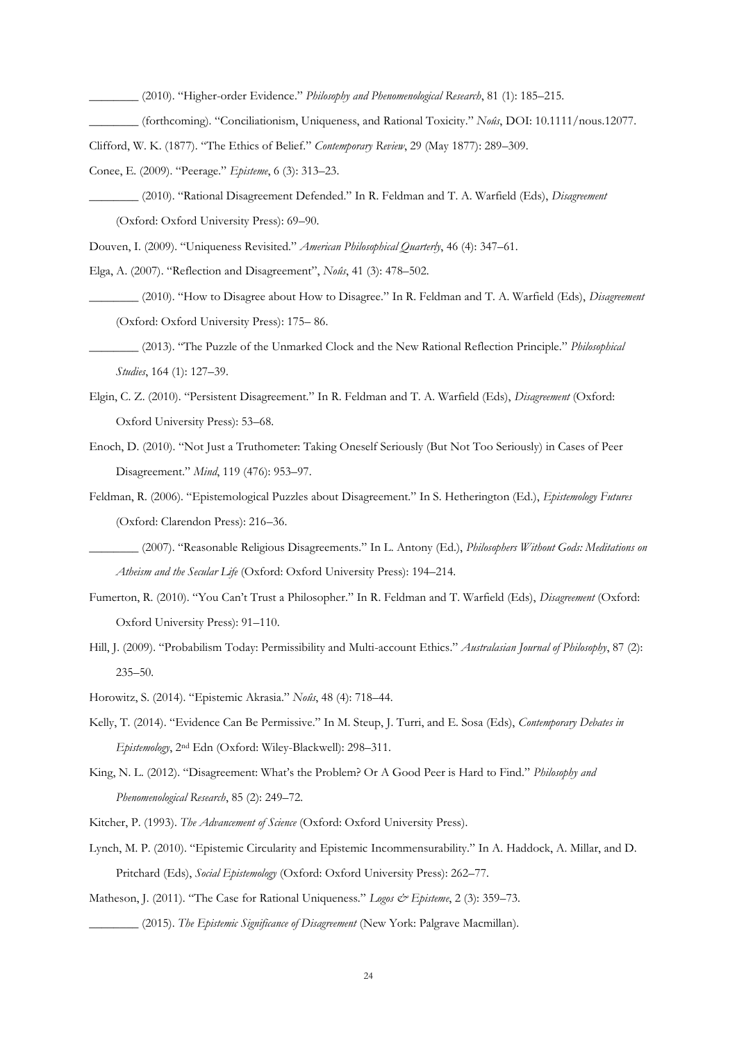________ (2010). "Higher-order Evidence." *Philosophy and Phenomenological Research*, 81 (1): 185–215.

________ (forthcoming). "Conciliationism, Uniqueness, and Rational Toxicity." *Noûs*, DOI: 10.1111/nous.12077.

Clifford, W. K. (1877). "The Ethics of Belief." *Contemporary Review*, 29 (May 1877): 289–309.

Conee, E. (2009). "Peerage." *Episteme*, 6 (3): 313–23.

________ (2010). "Rational Disagreement Defended." In R. Feldman and T. A. Warfield (Eds), *Disagreement* (Oxford: Oxford University Press): 69–90.

Douven, I. (2009). "Uniqueness Revisited." *American Philosophical Quarterly*, 46 (4): 347–61.

Elga, A. (2007). "Reflection and Disagreement", *Noûs*, 41 (3): 478–502.

________ (2010). "How to Disagree about How to Disagree." In R. Feldman and T. A. Warfield (Eds), *Disagreement* (Oxford: Oxford University Press): 175– 86.

________ (2013). "The Puzzle of the Unmarked Clock and the New Rational Reflection Principle." *Philosophical Studies*, 164 (1): 127–39.

Elgin, C. Z. (2010). "Persistent Disagreement." In R. Feldman and T. A. Warfield (Eds), *Disagreement* (Oxford: Oxford University Press): 53–68.

Enoch, D. (2010). "Not Just a Truthometer: Taking Oneself Seriously (But Not Too Seriously) in Cases of Peer Disagreement." *Mind*, 119 (476): 953–97.

Feldman, R. (2006). "Epistemological Puzzles about Disagreement." In S. Hetherington (Ed.), *Epistemology Futures* (Oxford: Clarendon Press): 216–36.

________ (2007). "Reasonable Religious Disagreements." In L. Antony (Ed.), *Philosophers Without Gods: Meditations on Atheism and the Secular Life* (Oxford: Oxford University Press): 194–214.

Fumerton, R. (2010). "You Can't Trust a Philosopher." In R. Feldman and T. Warfield (Eds), *Disagreement* (Oxford: Oxford University Press): 91–110.

Hill, J. (2009). "Probabilism Today: Permissibility and Multi-account Ethics." *Australasian Journal of Philosophy*, 87 (2): 235–50.

Horowitz, S. (2014). "Epistemic Akrasia." *Noûs*, 48 (4): 718–44.

Kelly, T. (2014). "Evidence Can Be Permissive." In M. Steup, J. Turri, and E. Sosa (Eds), *Contemporary Debates in Epistemology*, 2nd Edn (Oxford: Wiley-Blackwell): 298–311.

King, N. L. (2012). "Disagreement: What's the Problem? Or A Good Peer is Hard to Find." *Philosophy and Phenomenological Research*, 85 (2): 249–72.

Kitcher, P. (1993). *The Advancement of Science* (Oxford: Oxford University Press).

Lynch, M. P. (2010). "Epistemic Circularity and Epistemic Incommensurability." In A. Haddock, A. Millar, and D. Pritchard (Eds), *Social Epistemology* (Oxford: Oxford University Press): 262–77.

Matheson, J. (2011). "The Case for Rational Uniqueness." *Logos & Episteme*, 2 (3): 359–73.

________ (2015). *The Epistemic Significance of Disagreement* (New York: Palgrave Macmillan).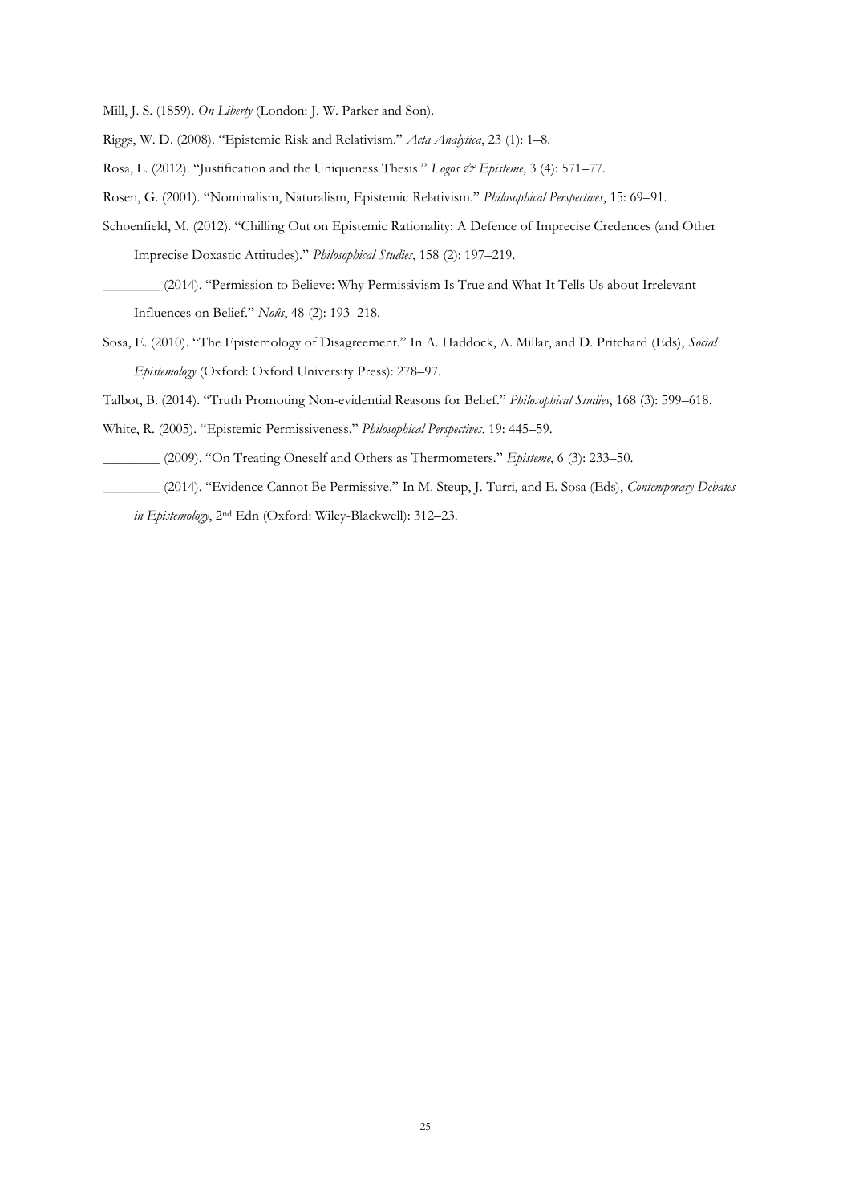Mill, J. S. (1859). *On Liberty* (London: J. W. Parker and Son).

Riggs, W. D. (2008). "Epistemic Risk and Relativism." *Acta Analytica*, 23 (1): 1–8.

Rosa, L. (2012). "Justification and the Uniqueness Thesis." *Logos & Episteme*, 3 (4): 571–77.

Rosen, G. (2001). "Nominalism, Naturalism, Epistemic Relativism." *Philosophical Perspectives*, 15: 69–91.

Schoenfield, M. (2012). "Chilling Out on Epistemic Rationality: A Defence of Imprecise Credences (and Other Imprecise Doxastic Attitudes)." *Philosophical Studies*, 158 (2): 197–219.

________ (2014). "Permission to Believe: Why Permissivism Is True and What It Tells Us about Irrelevant Influences on Belief." *Noûs*, 48 (2): 193–218.

Sosa, E. (2010). "The Epistemology of Disagreement." In A. Haddock, A. Millar, and D. Pritchard (Eds), *Social Epistemology* (Oxford: Oxford University Press): 278–97.

Talbot, B. (2014). "Truth Promoting Non-evidential Reasons for Belief." *Philosophical Studies*, 168 (3): 599–618.

White, R. (2005). "Epistemic Permissiveness." *Philosophical Perspectives*, 19: 445–59.

________ (2009). "On Treating Oneself and Others as Thermometers." *Episteme*, 6 (3): 233–50.

________ (2014). "Evidence Cannot Be Permissive." In M. Steup, J. Turri, and E. Sosa (Eds), *Contemporary Debates in Epistemology*, 2nd Edn (Oxford: Wiley-Blackwell): 312–23.